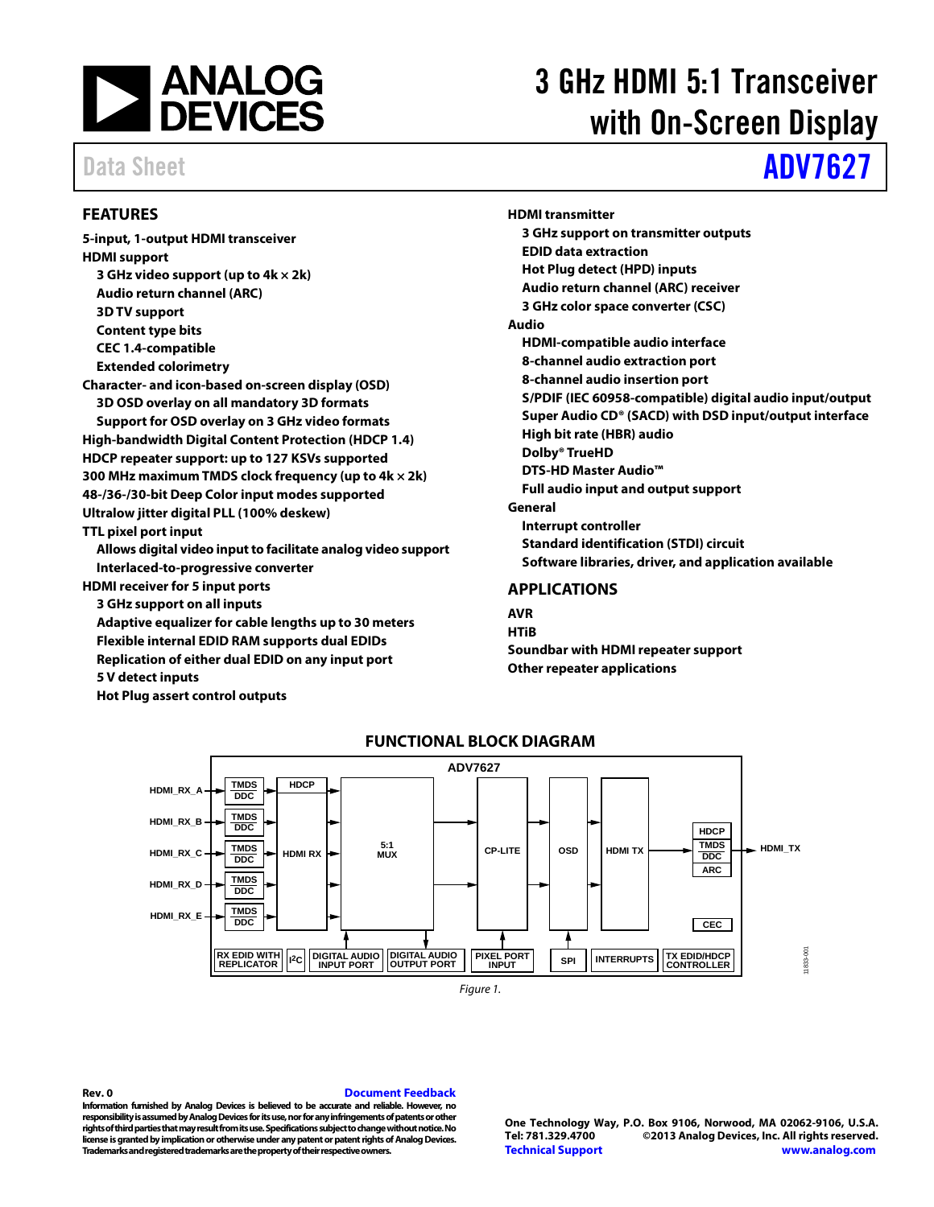# 3 GHz HDMI 5:1 Transceiver with On-Screen Display

Data Sheet **ADV7627**

## FEATURES

- **5-input, 1-output HDMI transceiver**
- **HDMI support**
  - **3 GHz video support (up to 4k × 2k)**
  - **Audio return channel (ARC)**
  - **3D TV support**
  - **Content type bits**
  - **CEC 1.4-compatible**
  - **Extended colorimetry**
- **Character- and icon-based on-screen display (OSD)**
  - **3D OSD overlay on all mandatory 3D formats**
  - **Support for OSD overlay on 3 GHz video formats**
- **High-bandwidth Digital Content Protection (HDCP 1.4)**
- **HDCP repeater support: up to 127 KSVs supported**
- **300 MHz maximum TMDS clock frequency (up to 4k × 2k)**
- **48-/36-/30-bit Deep Color input modes supported**
- **Ultralow jitter digital PLL (100% deskew)**
- **TTL pixel port input**
  - **Allows digital video input to facilitate analog video support**
  - **Interlaced-to-progressive converter**
- **HDMI receiver for 5 input ports**
  - **3 GHz support on all inputs**
  - **Adaptive equalizer for cable lengths up to 30 meters**
  - **Flexible internal EDID RAM supports dual EDIDs**
  - **Replication of either dual EDID on any input port**
  - **5 V detect inputs**
  - **Hot Plug assert control outputs**
- **HDMI transmitter**
  - **3 GHz support on transmitter outputs**
  - **EDID data extraction**
  - **Hot Plug detect (HPD) inputs**
  - **Audio return channel (ARC) receiver**
  - **3 GHz color space converter (CSC)**
- **Audio**
  - **HDMI-compatible audio interface**
  - **8-channel audio extraction port**
  - **8-channel audio insertion port**
  - **S/PDIF (IEC 60958-compatible) digital audio input/output**
  - **Super Audio CD® (SACD) with DSD input/output interface**
  - **High bit rate (HBR) audio**
  - **Dolby® TrueHD**
  - **DTS-HD Master Audio™**
  - **Full audio input and output support**
- **General**
  - **Interrupt controller**
  - **Standard identification (STDI) circuit**
  - **Software libraries, driver, and application available**

## APPLICATIONS

- **AVR**
- **HTiB**
- **Soundbar with HDMI repeater support**
- **Other repeater applications**

## FUNCTIONAL BLOCK DIAGRAM

*Figure 1.*

Rev. 0 Document Feedback

Information furnished by Analog Devices is believed to be accurate and reliable. However, no responsibility is assumed by Analog Devices for its use, nor for any infringements of patents or other rights of third parties that may result from its use. Specifications subject to change without notice. No license is granted by implication or otherwise under any patent or patent rights of Analog Devices. Trademarks and registered trademarks are the property of their respective owners.

One Technology Way, P.O. Box 9106, Norwood, MA 02062-9106, U.S.A.
Tel: 781.329.4700 ©2013 Analog Devices, Inc. All rights reserved.
Technical Support www.analog.com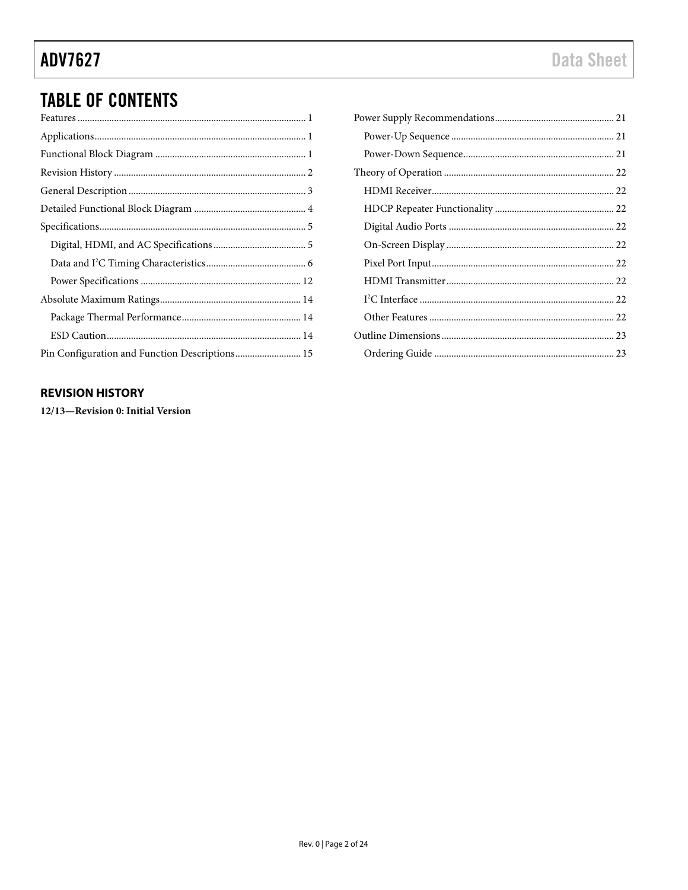## TABLE OF CONTENTS

Features ... 1
Applications ... 1
Functional Block Diagram ... 1
Revision History ... 2
General Description ... 3
Detailed Functional Block Diagram ... 4
Specifications ... 5
- Digital, HDMI, and AC Specifications ... 5
- Data and I²C Timing Characteristics ... 6
- Power Specifications ... 12

Absolute Maximum Ratings ... 14
- Package Thermal Performance ... 14
- ESD Caution ... 14

Pin Configuration and Function Descriptions ... 15
Power Supply Recommendations ... 21
- Power-Up Sequence ... 21
- Power-Down Sequence ... 21

Theory of Operation ... 22
- HDMI Receiver ... 22
- HDCP Repeater Functionality ... 22
- Digital Audio Ports ... 22
- On-Screen Display ... 22
- Pixel Port Input ... 22
- HDMI Transmitter ... 22
- I²C Interface ... 22
- Other Features ... 22

Outline Dimensions ... 23
- Ordering Guide ... 23

## REVISION HISTORY

**12/13—Revision 0: Initial Version**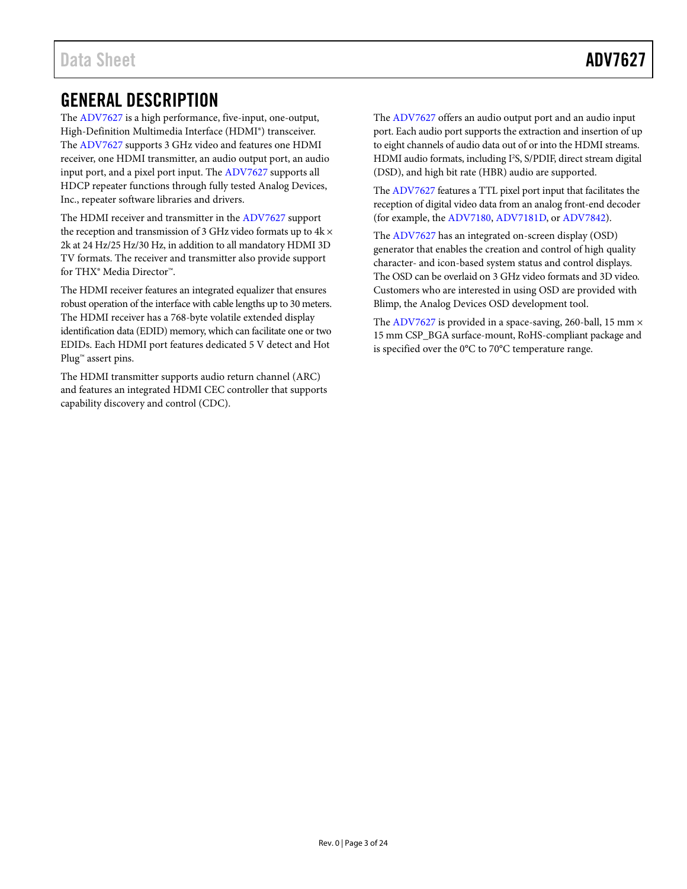# GENERAL DESCRIPTION

The ADV7627 is a high performance, five-input, one-output, High-Definition Multimedia Interface (HDMI®) transceiver. The ADV7627 supports 3 GHz video and features one HDMI receiver, one HDMI transmitter, an audio output port, an audio input port, and a pixel port input. The ADV7627 supports all HDCP repeater functions through fully tested Analog Devices, Inc., repeater software libraries and drivers.

The HDMI receiver and transmitter in the ADV7627 support the reception and transmission of 3 GHz video formats up to 4k × 2k at 24 Hz/25 Hz/30 Hz, in addition to all mandatory HDMI 3D TV formats. The receiver and transmitter also provide support for THX® Media Director™.

The HDMI receiver features an integrated equalizer that ensures robust operation of the interface with cable lengths up to 30 meters. The HDMI receiver has a 768-byte volatile extended display identification data (EDID) memory, which can facilitate one or two EDIDs. Each HDMI port features dedicated 5 V detect and Hot Plug™ assert pins.

The HDMI transmitter supports audio return channel (ARC) and features an integrated HDMI CEC controller that supports capability discovery and control (CDC).

The ADV7627 offers an audio output port and an audio input port. Each audio port supports the extraction and insertion of up to eight channels of audio data out of or into the HDMI streams. HDMI audio formats, including I²S, S/PDIF, direct stream digital (DSD), and high bit rate (HBR) audio are supported.

The ADV7627 features a TTL pixel port input that facilitates the reception of digital video data from an analog front-end decoder (for example, the ADV7180, ADV7181D, or ADV7842).

The ADV7627 has an integrated on-screen display (OSD) generator that enables the creation and control of high quality character- and icon-based system status and control displays. The OSD can be overlaid on 3 GHz video formats and 3D video. Customers who are interested in using OSD are provided with Blimp, the Analog Devices OSD development tool.

The ADV7627 is provided in a space-saving, 260-ball, 15 mm × 15 mm CSP_BGA surface-mount, RoHS-compliant package and is specified over the 0°C to 70°C temperature range.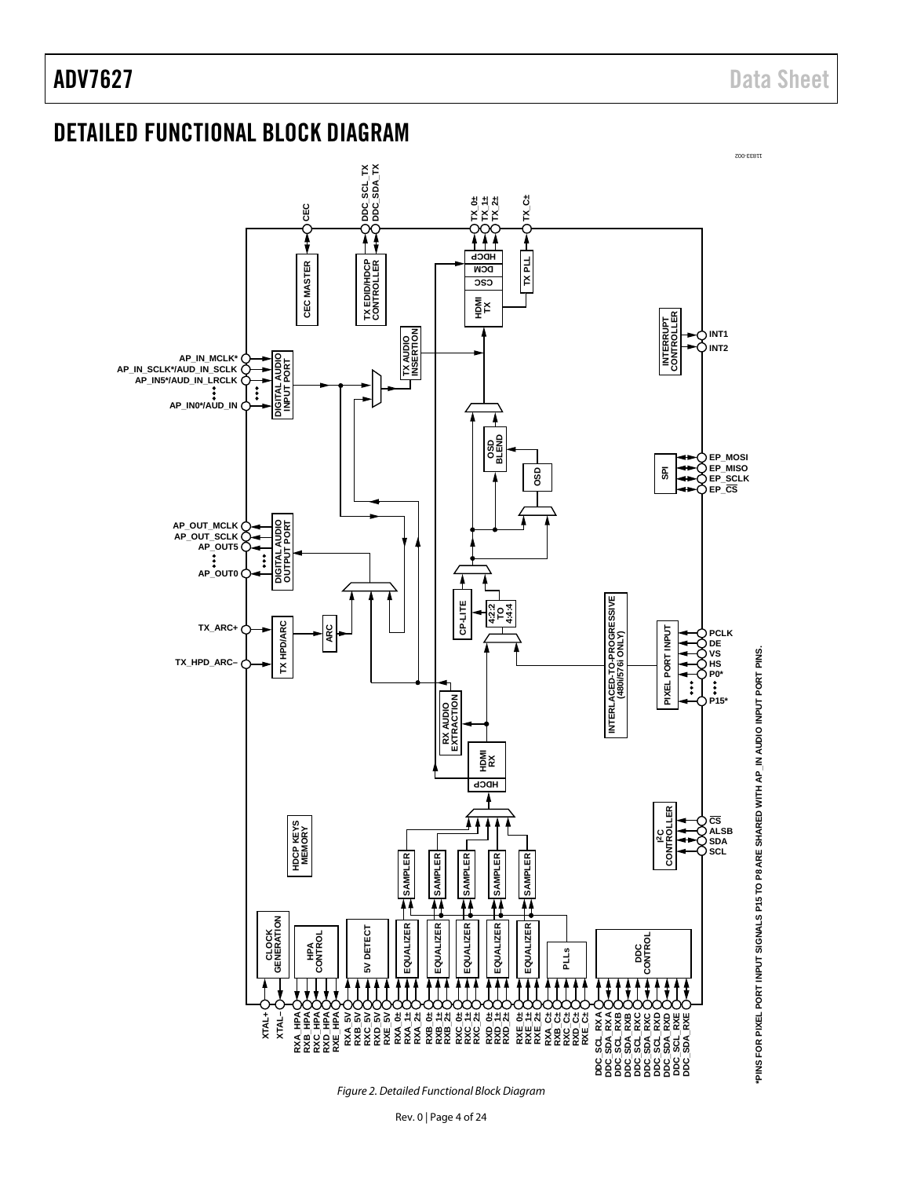## DETAILED FUNCTIONAL BLOCK DIAGRAM

Figure 2. Detailed Functional Block Diagram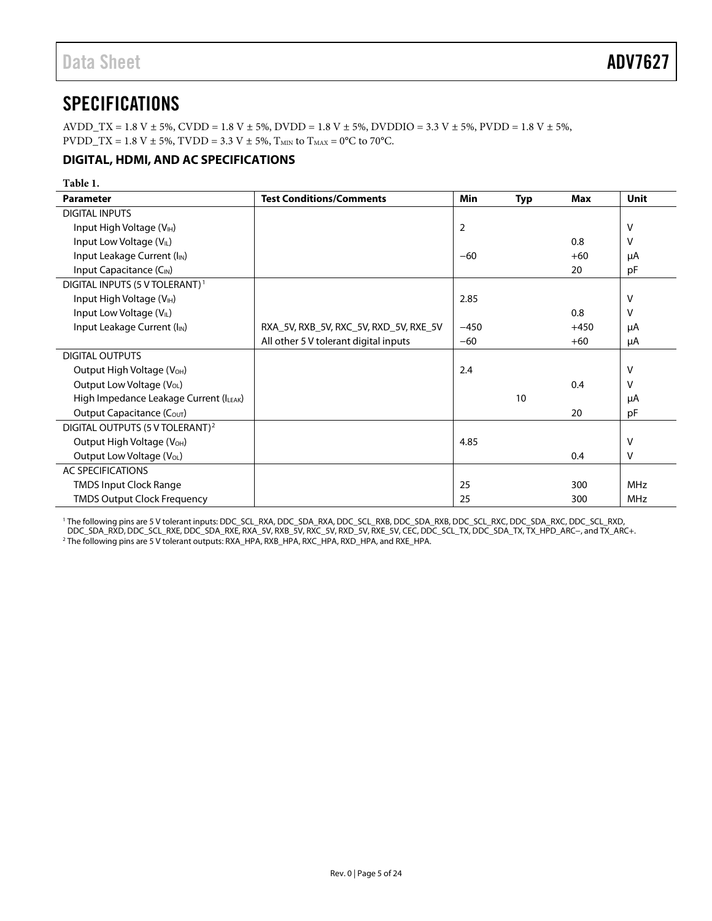// SPECIFICATIONS

AVDD_TX = 1.8 V ± 5%, CVDD = 1.8 V ± 5%, DVDD = 1.8 V ± 5%, DVDDIO = 3.3 V ± 5%, PVDD = 1.8 V ± 5%, PVDD_TX = 1.8 V ± 5%, TVDD = 3.3 V ± 5%, $T_{MIN}$ to $T_{MAX}$ = 0°C to 70°C.

## DIGITAL, HDMI, AND AC SPECIFICATIONS

**Table 1.**

| Parameter | Test Conditions/Comments | Min | Typ | Max | Unit |
|---|---|---|---|---|---|
| DIGITAL INPUTS | | | | | |
| Input High Voltage ($V_{IH}$) | | 2 | | | V |
| Input Low Voltage ($V_{IL}$) | | | | 0.8 | V |
| Input Leakage Current ($I_{IN}$) | | −60 | | +60 | μA |
| Input Capacitance ($C_{IN}$) | | | | 20 | pF |
| DIGITAL INPUTS (5 V TOLERANT)[1] | | | | | |
| Input High Voltage ($V_{IH}$) | | 2.85 | | | V |
| Input Low Voltage ($V_{IL}$) | | | | 0.8 | V |
| Input Leakage Current ($I_{IN}$) | RXA_5V, RXB_5V, RXC_5V, RXD_5V, RXE_5V | −450 | | +450 | μA |
| | All other 5 V tolerant digital inputs | −60 | | +60 | μA |
| DIGITAL OUTPUTS | | | | | |
| Output High Voltage ($V_{OH}$) | | 2.4 | | | V |
| Output Low Voltage ($V_{OL}$) | | | | 0.4 | V |
| High Impedance Leakage Current ($I_{LEAK}$) | | | 10 | | μA |
| Output Capacitance ($C_{OUT}$) | | | | 20 | pF |
| DIGITAL OUTPUTS (5 V TOLERANT)[2] | | | | | |
| Output High Voltage ($V_{OH}$) | | 4.85 | | | V |
| Output Low Voltage ($V_{OL}$) | | | | 0.4 | V |
| AC SPECIFICATIONS | | | | | |
| TMDS Input Clock Range | | 25 | | 300 | MHz |
| TMDS Output Clock Frequency | | 25 | | 300 | MHz |

[1] The following pins are 5 V tolerant inputs: DDC_SCL_RXA, DDC_SDA_RXA, DDC_SCL_RXB, DDC_SDA_RXB, DDC_SCL_RXC, DDC_SDA_RXC, DDC_SCL_RXD, DDC_SDA_RXD, DDC_SCL_RXE, DDC_SDA_RXE, RXA_5V, RXB_5V, RXC_5V, RXD_5V, RXE_5V, CEC, DDC_SCL_TX, DDC_SDA_TX, TX_HPD_ARC−, and TX_ARC+.

[2] The following pins are 5 V tolerant outputs: RXA_HPA, RXB_HPA, RXC_HPA, RXD_HPA, and RXE_HPA.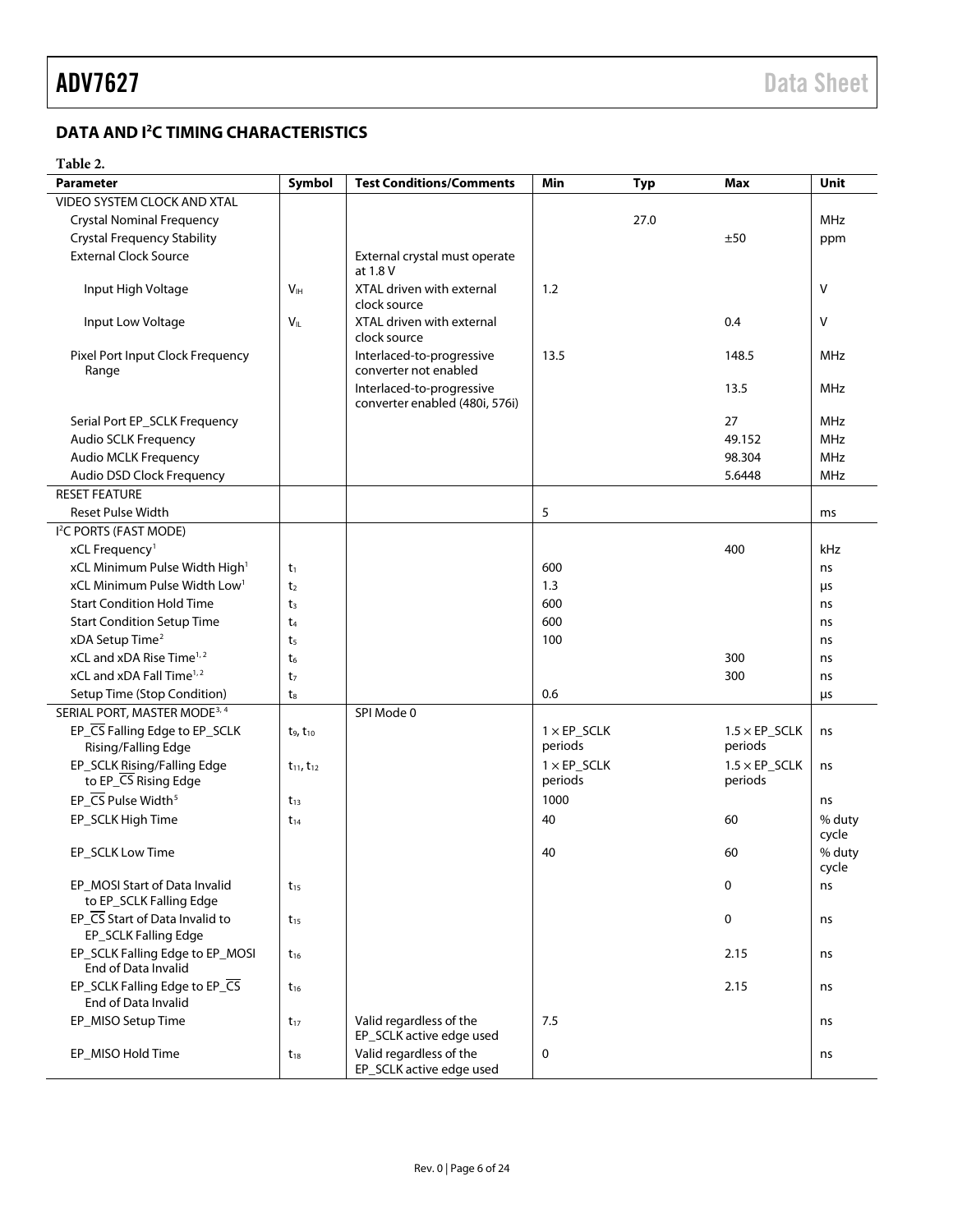## DATA AND I²C TIMING CHARACTERISTICS

**Table 2.**

| Parameter | Symbol | Test Conditions/Comments | Min | Typ | Max | Unit |
|---|---|---|---|---|---|---|
| VIDEO SYSTEM CLOCK AND XTAL | | | | | | |
| Crystal Nominal Frequency | | | | 27.0 | | MHz |
| Crystal Frequency Stability | | | | | ±50 | ppm |
| External Clock Source | | External crystal must operate at 1.8 V | | | | |
| Input High Voltage | $V_{IH}$ | XTAL driven with external clock source | 1.2 | | | V |
| Input Low Voltage | $V_{IL}$ | XTAL driven with external clock source | | | 0.4 | V |
| Pixel Port Input Clock Frequency Range | | Interlaced-to-progressive converter not enabled | 13.5 | | 148.5 | MHz |
| | | Interlaced-to-progressive converter enabled (480i, 576i) | | | 13.5 | MHz |
| Serial Port EP_SCLK Frequency | | | | | 27 | MHz |
| Audio SCLK Frequency | | | | | 49.152 | MHz |
| Audio MCLK Frequency | | | | | 98.304 | MHz |
| Audio DSD Clock Frequency | | | | | 5.6448 | MHz |
| RESET FEATURE | | | | | | |
| Reset Pulse Width | | | 5 | | | ms |
| I²C PORTS (FAST MODE) | | | | | | |
| xCL Frequency[1] | | | | | 400 | kHz |
| xCL Minimum Pulse Width High[1] | $t_1$ | | 600 | | | ns |
| xCL Minimum Pulse Width Low[1] | $t_2$ | | 1.3 | | | μs |
| Start Condition Hold Time | $t_3$ | | 600 | | | ns |
| Start Condition Setup Time | $t_4$ | | 600 | | | ns |
| xDA Setup Time[2] | $t_5$ | | 100 | | | ns |
| xCL and xDA Rise Time[1,2] | $t_6$ | | | | 300 | ns |
| xCL and xDA Fall Time[1,2] | $t_7$ | | | | 300 | ns |
| Setup Time (Stop Condition) | $t_8$ | | 0.6 | | | μs |
| SERIAL PORT, MASTER MODE[3,4] | | SPI Mode 0 | | | | |
| EP_$\overline{\text{CS}}$ Falling Edge to EP_SCLK Rising/Falling Edge | $t_9$, $t_{10}$ | | 1 × EP_SCLK periods | | 1.5 × EP_SCLK periods | ns |
| EP_SCLK Rising/Falling Edge to EP_$\overline{\text{CS}}$ Rising Edge | $t_{11}$, $t_{12}$ | | 1 × EP_SCLK periods | | 1.5 × EP_SCLK periods | ns |
| EP_$\overline{\text{CS}}$ Pulse Width[5] | $t_{13}$ | | 1000 | | | ns |
| EP_SCLK High Time | $t_{14}$ | | 40 | | 60 | % duty cycle |
| EP_SCLK Low Time | | | 40 | | 60 | % duty cycle |
| EP_MOSI Start of Data Invalid to EP_SCLK Falling Edge | $t_{15}$ | | | | 0 | ns |
| EP_$\overline{\text{CS}}$ Start of Data Invalid to EP_SCLK Falling Edge | $t_{15}$ | | | | 0 | ns |
| EP_SCLK Falling Edge to EP_MOSI End of Data Invalid | $t_{16}$ | | | | 2.15 | ns |
| EP_SCLK Falling Edge to EP_$\overline{\text{CS}}$ End of Data Invalid | $t_{16}$ | | | | 2.15 | ns |
| EP_MISO Setup Time | $t_{17}$ | Valid regardless of the EP_SCLK active edge used | 7.5 | | | ns |
| EP_MISO Hold Time | $t_{18}$ | Valid regardless of the EP_SCLK active edge used | 0 | | | ns |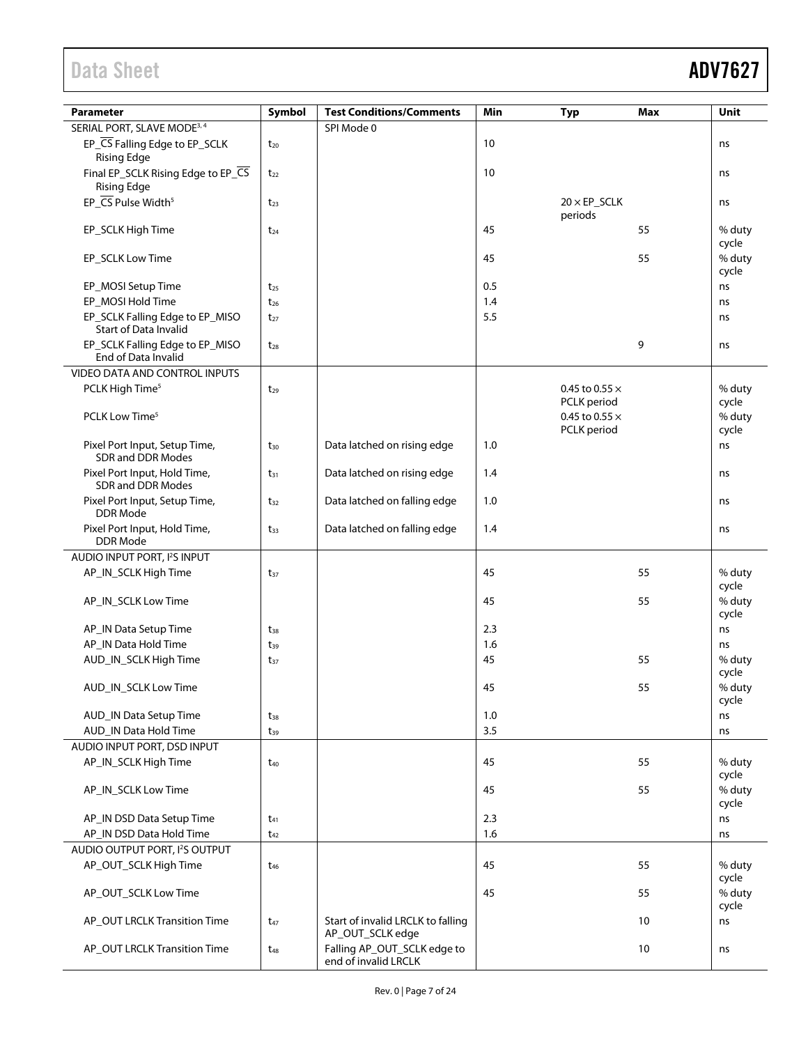| Parameter | Symbol | Test Conditions/Comments | Min | Typ | Max | Unit |
|---|---|---|---|---|---|---|
| SERIAL PORT, SLAVE MODE[3, 4] | | SPI Mode 0 | | | | |
| EP_$\overline{CS}$ Falling Edge to EP_SCLK Rising Edge | $t_{20}$ | | 10 | | | ns |
| Final EP_SCLK Rising Edge to EP_$\overline{CS}$ Rising Edge | $t_{22}$ | | 10 | | | ns |
| EP_$\overline{CS}$ Pulse Width[5] | $t_{23}$ | | | 20 × EP_SCLK periods | | ns |
| EP_SCLK High Time | $t_{24}$ | | 45 | | 55 | % duty cycle |
| EP_SCLK Low Time | | | 45 | | 55 | % duty cycle |
| EP_MOSI Setup Time | $t_{25}$ | | 0.5 | | | ns |
| EP_MOSI Hold Time | $t_{26}$ | | 1.4 | | | ns |
| EP_SCLK Falling Edge to EP_MISO Start of Data Invalid | $t_{27}$ | | 5.5 | | | ns |
| EP_SCLK Falling Edge to EP_MISO End of Data Invalid | $t_{28}$ | | | | 9 | ns |
| VIDEO DATA AND CONTROL INPUTS | | | | | | |
| PCLK High Time[5] | $t_{29}$ | | | 0.45 to 0.55 × PCLK period | | % duty cycle |
| PCLK Low Time[5] | | | | 0.45 to 0.55 × PCLK period | | % duty cycle |
| Pixel Port Input, Setup Time, SDR and DDR Modes | $t_{30}$ | Data latched on rising edge | 1.0 | | | ns |
| Pixel Port Input, Hold Time, SDR and DDR Modes | $t_{31}$ | Data latched on rising edge | 1.4 | | | ns |
| Pixel Port Input, Setup Time, DDR Mode | $t_{32}$ | Data latched on falling edge | 1.0 | | | ns |
| Pixel Port Input, Hold Time, DDR Mode | $t_{33}$ | Data latched on falling edge | 1.4 | | | ns |
| AUDIO INPUT PORT, I²S INPUT | | | | | | |
| AP_IN_SCLK High Time | $t_{37}$ | | 45 | | 55 | % duty cycle |
| AP_IN_SCLK Low Time | | | 45 | | 55 | % duty cycle |
| AP_IN Data Setup Time | $t_{38}$ | | 2.3 | | | ns |
| AP_IN Data Hold Time | $t_{39}$ | | 1.6 | | | ns |
| AUD_IN_SCLK High Time | $t_{37}$ | | 45 | | 55 | % duty cycle |
| AUD_IN_SCLK Low Time | | | 45 | | 55 | % duty cycle |
| AUD_IN Data Setup Time | $t_{38}$ | | 1.0 | | | ns |
| AUD_IN Data Hold Time | $t_{39}$ | | 3.5 | | | ns |
| AUDIO INPUT PORT, DSD INPUT | | | | | | |
| AP_IN_SCLK High Time | $t_{40}$ | | 45 | | 55 | % duty cycle |
| AP_IN_SCLK Low Time | | | 45 | | 55 | % duty cycle |
| AP_IN DSD Data Setup Time | $t_{41}$ | | 2.3 | | | ns |
| AP_IN DSD Data Hold Time | $t_{42}$ | | 1.6 | | | ns |
| AUDIO OUTPUT PORT, I²S OUTPUT | | | | | | |
| AP_OUT_SCLK High Time | $t_{46}$ | | 45 | | 55 | % duty cycle |
| AP_OUT_SCLK Low Time | | | 45 | | 55 | % duty cycle |
| AP_OUT LRCLK Transition Time | $t_{47}$ | Start of invalid LRCLK to falling AP_OUT_SCLK edge | | | 10 | ns |
| AP_OUT LRCLK Transition Time | $t_{48}$ | Falling AP_OUT_SCLK edge to end of invalid LRCLK | | | 10 | ns |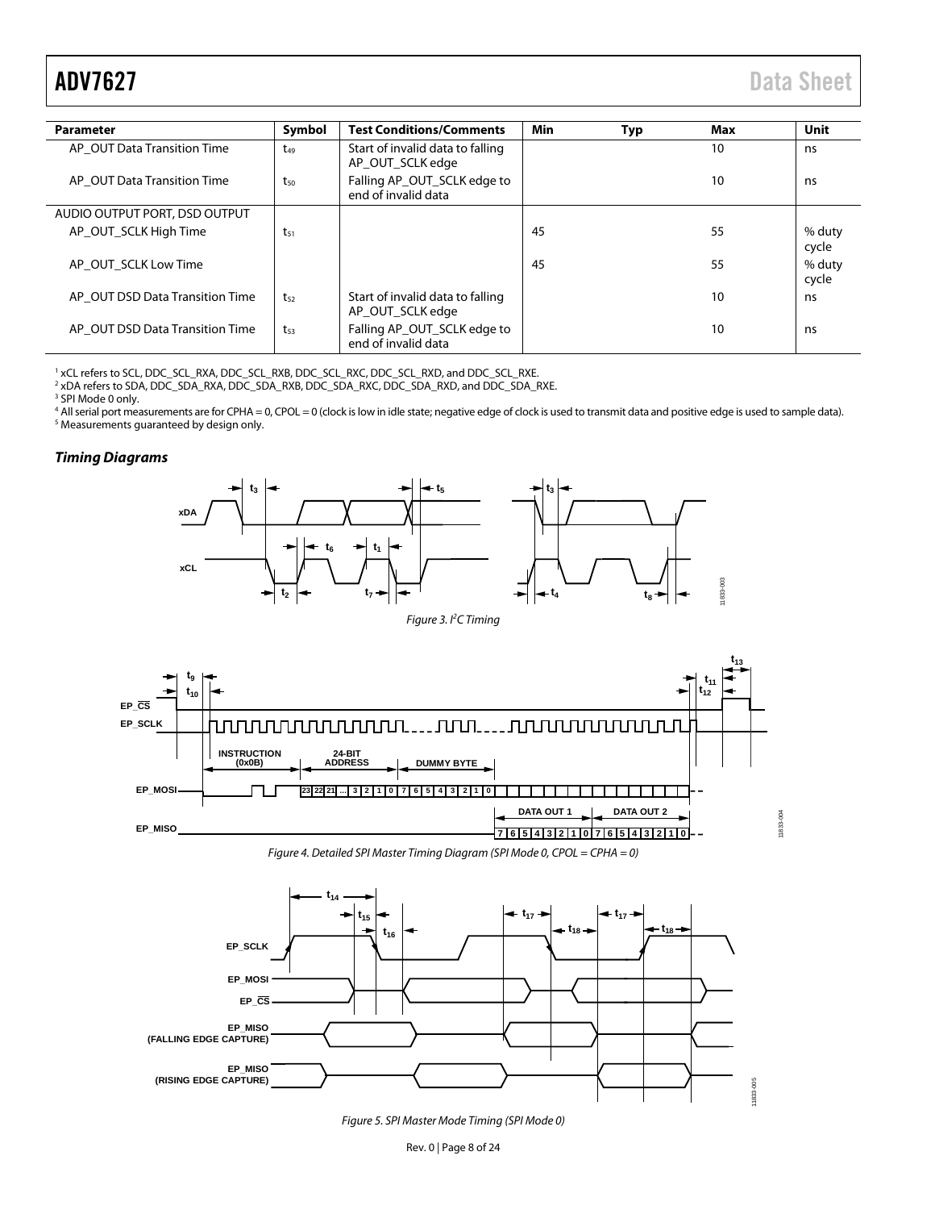| Parameter | Symbol | Test Conditions/Comments | Min | Typ | Max | Unit |
|---|---|---|---|---|---|---|
| AP_OUT Data Transition Time | $t_{49}$ | Start of invalid data to falling AP_OUT_SCLK edge | | | 10 | ns |
| AP_OUT Data Transition Time | $t_{50}$ | Falling AP_OUT_SCLK edge to end of invalid data | | | 10 | ns |
| AUDIO OUTPUT PORT, DSD OUTPUT | | | | | | |
| AP_OUT_SCLK High Time | $t_{51}$ | | 45 | | 55 | % duty cycle |
| AP_OUT_SCLK Low Time | | | 45 | | 55 | % duty cycle |
| AP_OUT DSD Data Transition Time | $t_{52}$ | Start of invalid data to falling AP_OUT_SCLK edge | | | 10 | ns |
| AP_OUT DSD Data Transition Time | $t_{53}$ | Falling AP_OUT_SCLK edge to end of invalid data | | | 10 | ns |

[1] xCL refers to SCL, DDC_SCL_RXA, DDC_SCL_RXB, DDC_SCL_RXC, DDC_SCL_RXD, and DDC_SCL_RXE.
[2] xDA refers to SDA, DDC_SDA_RXA, DDC_SDA_RXB, DDC_SDA_RXC, DDC_SDA_RXD, and DDC_SDA_RXE.
[3] SPI Mode 0 only.
[4] All serial port measurements are for CPHA = 0, CPOL = 0 (clock is low in idle state; negative edge of clock is used to transmit data and positive edge is used to sample data).
[5] Measurements guaranteed by design only.

### *Timing Diagrams*

*Figure 3. I²C Timing*

*Figure 4. Detailed SPI Master Timing Diagram (SPI Mode 0, CPOL = CPHA = 0)*

*Figure 5. SPI Master Mode Timing (SPI Mode 0)*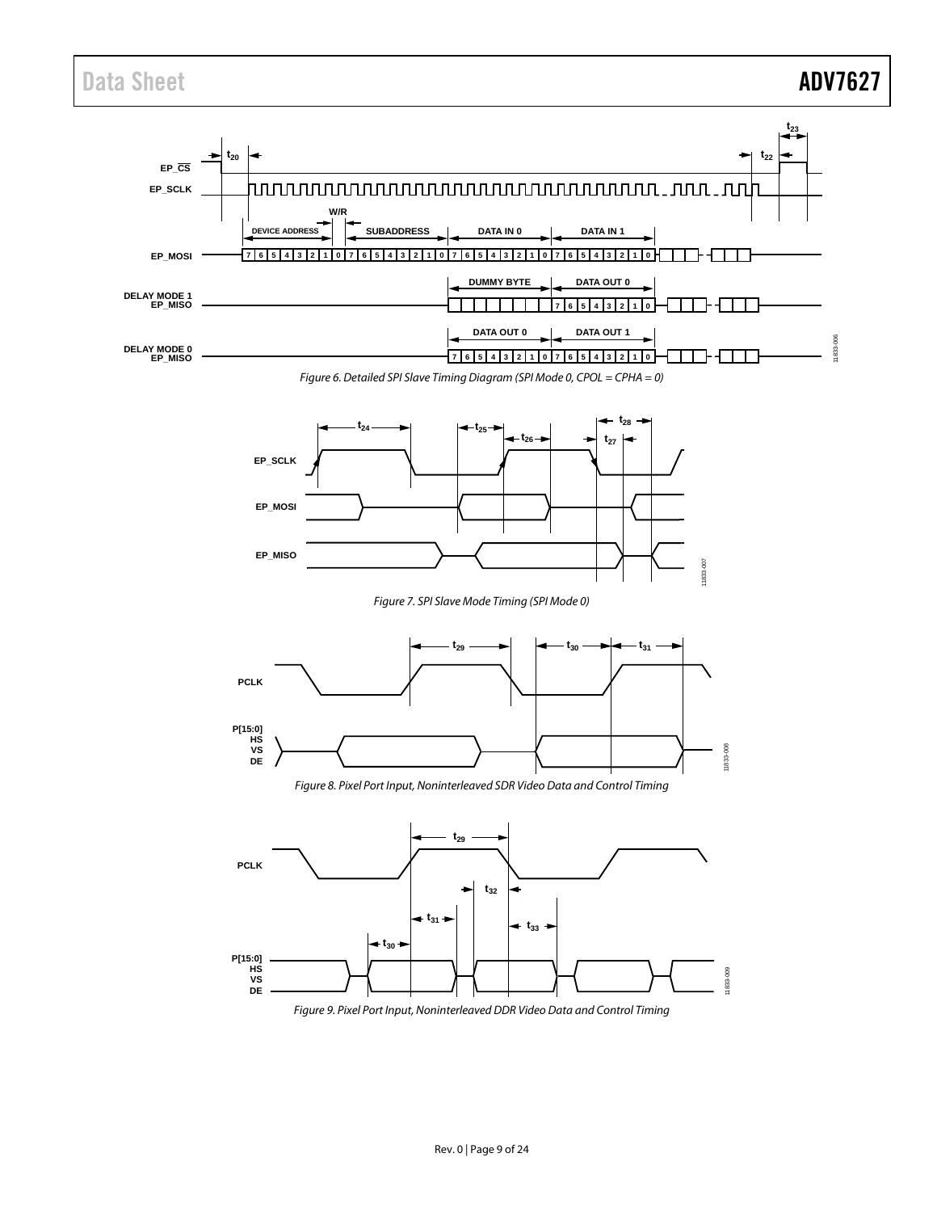Figure 6. Detailed SPI Slave Timing Diagram (SPI Mode 0, CPOL = CPHA = 0)

Figure 7. SPI Slave Mode Timing (SPI Mode 0)

Figure 8. Pixel Port Input, Noninterleaved SDR Video Data and Control Timing

Figure 9. Pixel Port Input, Noninterleaved DDR Video Data and Control Timing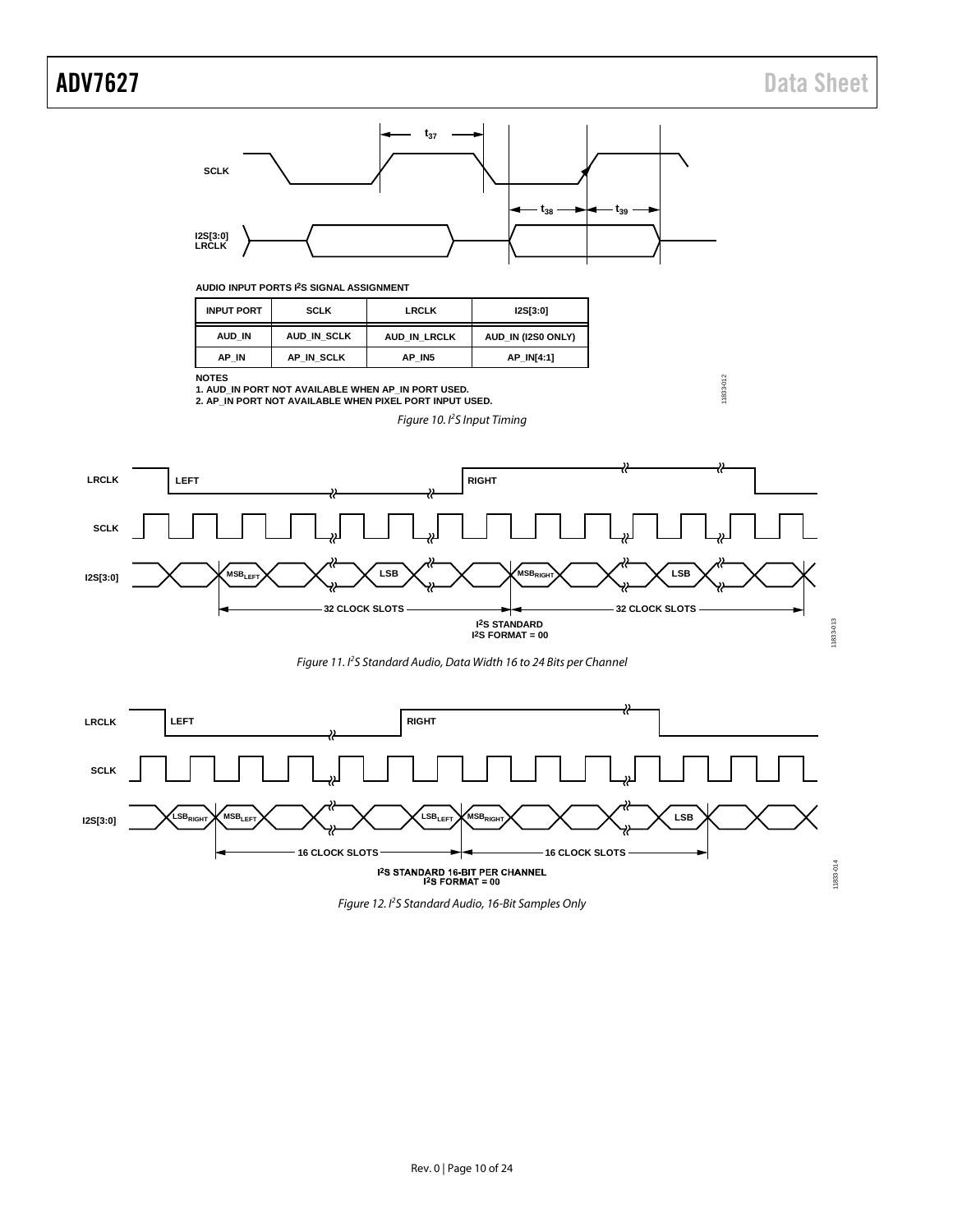AUDIO INPUT PORTS I²S SIGNAL ASSIGNMENT

| INPUT PORT | SCLK | LRCLK | I2S[3:0] |
|---|---|---|---|
| AUD_IN | AUD_IN_SCLK | AUD_IN_LRCLK | AUD_IN (I2S0 ONLY) |
| AP_IN | AP_IN_SCLK | AP_IN5 | AP_IN[4:1] |

NOTES
1. AUD_IN PORT NOT AVAILABLE WHEN AP_IN PORT USED.
2. AP_IN PORT NOT AVAILABLE WHEN PIXEL PORT INPUT USED.

*Figure 10. I²S Input Timing*

*Figure 11. I²S Standard Audio, Data Width 16 to 24 Bits per Channel*

*Figure 12. I²S Standard Audio, 16-Bit Samples Only*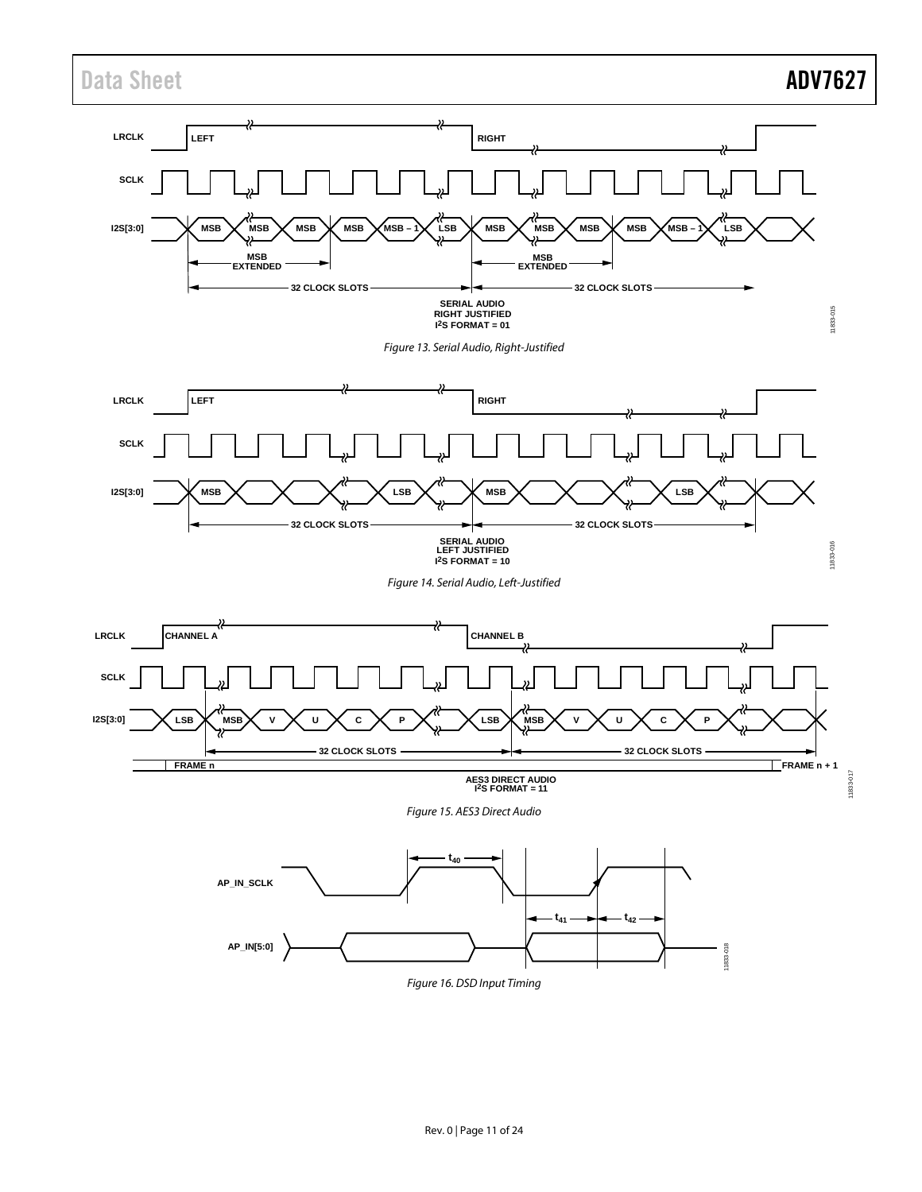Figure 13. Serial Audio, Right-Justified

Figure 14. Serial Audio, Left-Justified

Figure 15. AES3 Direct Audio

Figure 16. DSD Input Timing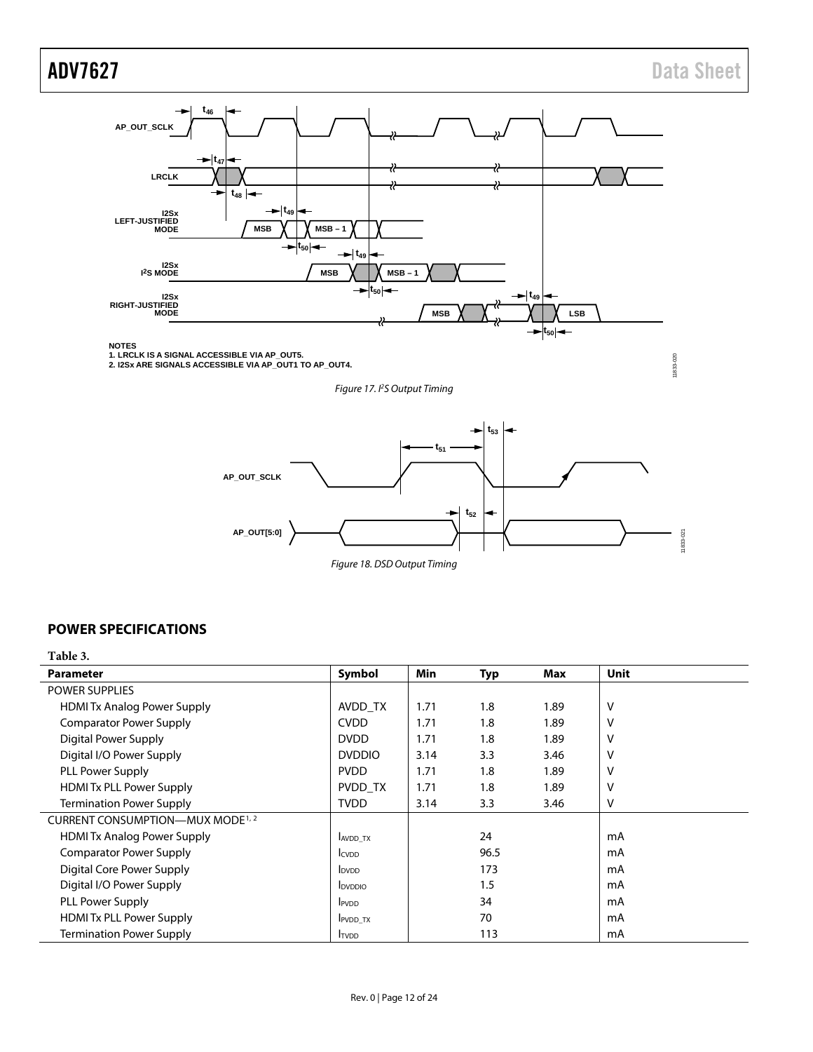NOTES
1. LRCLK IS A SIGNAL ACCESSIBLE VIA AP_OUT5.
2. I2Sx ARE SIGNALS ACCESSIBLE VIA AP_OUT1 TO AP_OUT4.

*Figure 17. I²S Output Timing*

*Figure 18. DSD Output Timing*

## POWER SPECIFICATIONS

**Table 3.**

| Parameter | Symbol | Min | Typ | Max | Unit |
|---|---|---|---|---|---|
| POWER SUPPLIES | | | | | |
| HDMI Tx Analog Power Supply | AVDD_TX | 1.71 | 1.8 | 1.89 | V |
| Comparator Power Supply | CVDD | 1.71 | 1.8 | 1.89 | V |
| Digital Power Supply | DVDD | 1.71 | 1.8 | 1.89 | V |
| Digital I/O Power Supply | DVDDIO | 3.14 | 3.3 | 3.46 | V |
| PLL Power Supply | PVDD | 1.71 | 1.8 | 1.89 | V |
| HDMI Tx PLL Power Supply | PVDD_TX | 1.71 | 1.8 | 1.89 | V |
| Termination Power Supply | TVDD | 3.14 | 3.3 | 3.46 | V |
| CURRENT CONSUMPTION—MUX MODE[1, 2] | | | | | |
| HDMI Tx Analog Power Supply | $I_{AVDD\_TX}$ | | 24 | | mA |
| Comparator Power Supply | $I_{CVDD}$ | | 96.5 | | mA |
| Digital Core Power Supply | $I_{DVDD}$ | | 173 | | mA |
| Digital I/O Power Supply | $I_{DVDDIO}$ | | 1.5 | | mA |
| PLL Power Supply | $I_{PVDD}$ | | 34 | | mA |
| HDMI Tx PLL Power Supply | $I_{PVDD\_TX}$ | | 70 | | mA |
| Termination Power Supply | $I_{TVDD}$ | | 113 | | mA |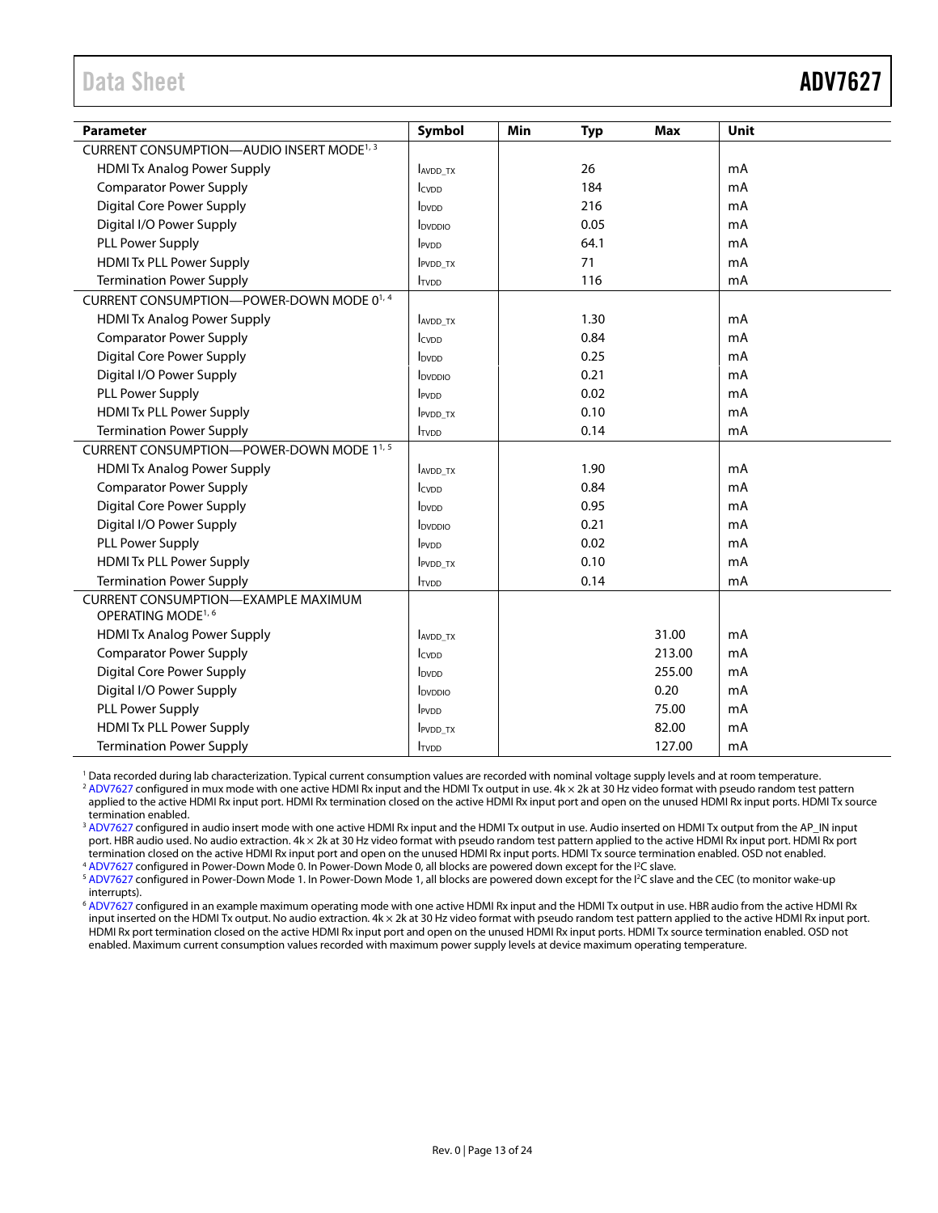| Parameter | Symbol | Min | Typ | Max | Unit |
|---|---|---|---|---|---|
| CURRENT CONSUMPTION—AUDIO INSERT MODE[1, 3] | | | | | |
| HDMI Tx Analog Power Supply | $I_{AVDD\_TX}$ | | 26 | | mA |
| Comparator Power Supply | $I_{CVDD}$ | | 184 | | mA |
| Digital Core Power Supply | $I_{DVDD}$ | | 216 | | mA |
| Digital I/O Power Supply | $I_{DVDDIO}$ | | 0.05 | | mA |
| PLL Power Supply | $I_{PVDD}$ | | 64.1 | | mA |
| HDMI Tx PLL Power Supply | $I_{PVDD\_TX}$ | | 71 | | mA |
| Termination Power Supply | $I_{TVDD}$ | | 116 | | mA |
| CURRENT CONSUMPTION—POWER-DOWN MODE 0[1, 4] | | | | | |
| HDMI Tx Analog Power Supply | $I_{AVDD\_TX}$ | | 1.30 | | mA |
| Comparator Power Supply | $I_{CVDD}$ | | 0.84 | | mA |
| Digital Core Power Supply | $I_{DVDD}$ | | 0.25 | | mA |
| Digital I/O Power Supply | $I_{DVDDIO}$ | | 0.21 | | mA |
| PLL Power Supply | $I_{PVDD}$ | | 0.02 | | mA |
| HDMI Tx PLL Power Supply | $I_{PVDD\_TX}$ | | 0.10 | | mA |
| Termination Power Supply | $I_{TVDD}$ | | 0.14 | | mA |
| CURRENT CONSUMPTION—POWER-DOWN MODE 1[1, 5] | | | | | |
| HDMI Tx Analog Power Supply | $I_{AVDD\_TX}$ | | 1.90 | | mA |
| Comparator Power Supply | $I_{CVDD}$ | | 0.84 | | mA |
| Digital Core Power Supply | $I_{DVDD}$ | | 0.95 | | mA |
| Digital I/O Power Supply | $I_{DVDDIO}$ | | 0.21 | | mA |
| PLL Power Supply | $I_{PVDD}$ | | 0.02 | | mA |
| HDMI Tx PLL Power Supply | $I_{PVDD\_TX}$ | | 0.10 | | mA |
| Termination Power Supply | $I_{TVDD}$ | | 0.14 | | mA |
| CURRENT CONSUMPTION—EXAMPLE MAXIMUM OPERATING MODE[1, 6] | | | | | |
| HDMI Tx Analog Power Supply | $I_{AVDD\_TX}$ | | | 31.00 | mA |
| Comparator Power Supply | $I_{CVDD}$ | | | 213.00 | mA |
| Digital Core Power Supply | $I_{DVDD}$ | | | 255.00 | mA |
| Digital I/O Power Supply | $I_{DVDDIO}$ | | | 0.20 | mA |
| PLL Power Supply | $I_{PVDD}$ | | | 75.00 | mA |
| HDMI Tx PLL Power Supply | $I_{PVDD\_TX}$ | | | 82.00 | mA |
| Termination Power Supply | $I_{TVDD}$ | | | 127.00 | mA |

[1] Data recorded during lab characterization. Typical current consumption values are recorded with nominal voltage supply levels and at room temperature.
[2] ADV7627 configured in mux mode with one active HDMI Rx input and the HDMI Tx output in use. 4k × 2k at 30 Hz video format with pseudo random test pattern applied to the active HDMI Rx input port. HDMI Rx termination closed on the active HDMI Rx input port and open on the unused HDMI Rx input ports. HDMI Tx source termination enabled.
[3] ADV7627 configured in audio insert mode with one active HDMI Rx input and the HDMI Tx output in use. Audio inserted on HDMI Tx output from the AP_IN input port. HBR audio used. No audio extraction. 4k × 2k at 30 Hz video format with pseudo random test pattern applied to the active HDMI Rx input port. HDMI Rx port termination closed on the active HDMI Rx input port and open on the unused HDMI Rx input ports. HDMI Tx source termination enabled. OSD not enabled.
[4] ADV7627 configured in Power-Down Mode 0. In Power-Down Mode 0, all blocks are powered down except for the I²C slave.
[5] ADV7627 configured in Power-Down Mode 1. In Power-Down Mode 1, all blocks are powered down except for the I²C slave and the CEC (to monitor wake-up interrupts).
[6] ADV7627 configured in an example maximum operating mode with one active HDMI Rx input and the HDMI Tx output in use. HBR audio from the active HDMI Rx input inserted on the HDMI Tx output. No audio extraction. 4k × 2k at 30 Hz video format with pseudo random test pattern applied to the active HDMI Rx input port. HDMI Rx port termination closed on the active HDMI Rx input port and open on the unused HDMI Rx input ports. HDMI Tx source termination enabled. OSD not enabled. Maximum current consumption values recorded with maximum power supply levels at device maximum operating temperature.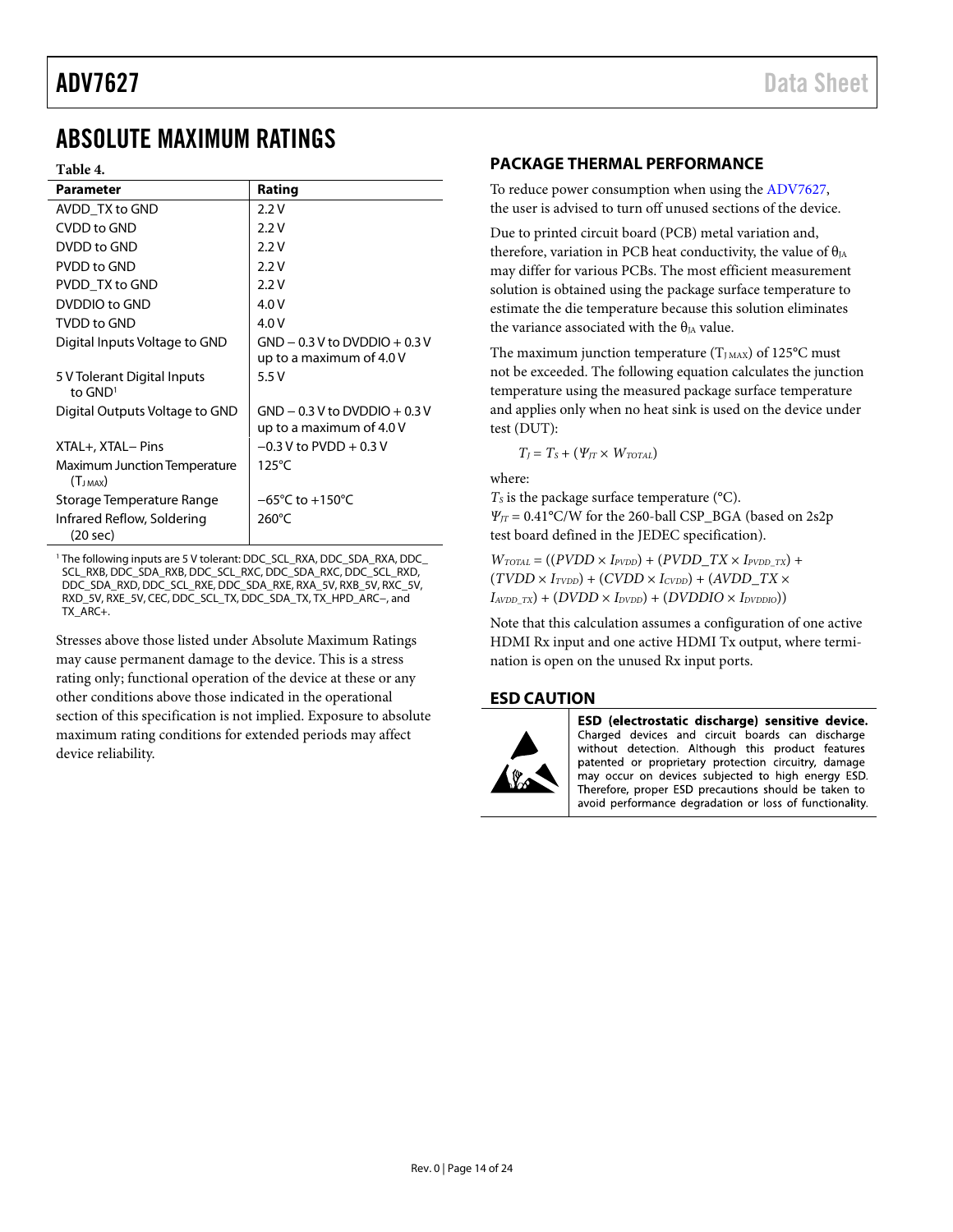# ABSOLUTE MAXIMUM RATINGS

**Table 4.**

| Parameter | Rating |
|---|---|
| AVDD_TX to GND | 2.2 V |
| CVDD to GND | 2.2 V |
| DVDD to GND | 2.2 V |
| PVDD to GND | 2.2 V |
| PVDD_TX to GND | 2.2 V |
| DVDDIO to GND | 4.0 V |
| TVDD to GND | 4.0 V |
| Digital Inputs Voltage to GND | GND − 0.3 V to DVDDIO + 0.3 V up to a maximum of 4.0 V |
| 5 V Tolerant Digital Inputs to GND[1] | 5.5 V |
| Digital Outputs Voltage to GND | GND − 0.3 V to DVDDIO + 0.3 V up to a maximum of 4.0 V |
| XTAL+, XTAL− Pins | −0.3 V to PVDD + 0.3 V |
| Maximum Junction Temperature ($T_{J\,MAX}$) | 125°C |
| Storage Temperature Range | −65°C to +150°C |
| Infrared Reflow, Soldering (20 sec) | 260°C |

[1] The following inputs are 5 V tolerant: DDC_SCL_RXA, DDC_SDA_RXA, DDC_SCL_RXB, DDC_SDA_RXB, DDC_SCL_RXC, DDC_SDA_RXC, DDC_SCL_RXD, DDC_SDA_RXD, DDC_SCL_RXE, DDC_SDA_RXE, RXA_5V, RXB_5V, RXC_5V, RXD_5V, RXE_5V, CEC, DDC_SCL_TX, DDC_SDA_TX, TX_HPD_ARC−, and TX_ARC+.

Stresses above those listed under Absolute Maximum Ratings may cause permanent damage to the device. This is a stress rating only; functional operation of the device at these or any other conditions above those indicated in the operational section of this specification is not implied. Exposure to absolute maximum rating conditions for extended periods may affect device reliability.

## PACKAGE THERMAL PERFORMANCE

To reduce power consumption when using the ADV7627, the user is advised to turn off unused sections of the device.

Due to printed circuit board (PCB) metal variation and, therefore, variation in PCB heat conductivity, the value of $\theta_{JA}$ may differ for various PCBs. The most efficient measurement solution is obtained using the package surface temperature to estimate the die temperature because this solution eliminates the variance associated with the $\theta_{JA}$ value.

The maximum junction temperature ($T_{J\,MAX}$) of 125°C must not be exceeded. The following equation calculates the junction temperature using the measured package surface temperature and applies only when no heat sink is used on the device under test (DUT):

$$T_J = T_S + (\Psi_{JT} \times W_{TOTAL})$$

where:

$T_S$ is the package surface temperature (°C).

$\Psi_{JT}$ = 0.41°C/W for the 260-ball CSP_BGA (based on 2s2p test board defined in the JEDEC specification).

$$W_{TOTAL} = ((PVDD \times I_{PVDD}) + (PVDD\_TX \times I_{PVDD\_TX}) + (TVDD \times I_{TVDD}) + (CVDD \times I_{CVDD}) + (AVDD\_TX \times I_{AVDD\_TX}) + (DVDD \times I_{DVDD}) + (DVDDIO \times I_{DVDDIO}))$$

Note that this calculation assumes a configuration of one active HDMI Rx input and one active HDMI Tx output, where termination is open on the unused Rx input ports.

## ESD CAUTION

**ESD (electrostatic discharge) sensitive device.** Charged devices and circuit boards can discharge without detection. Although this product features patented or proprietary protection circuitry, damage may occur on devices subjected to high energy ESD. Therefore, proper ESD precautions should be taken to avoid performance degradation or loss of functionality.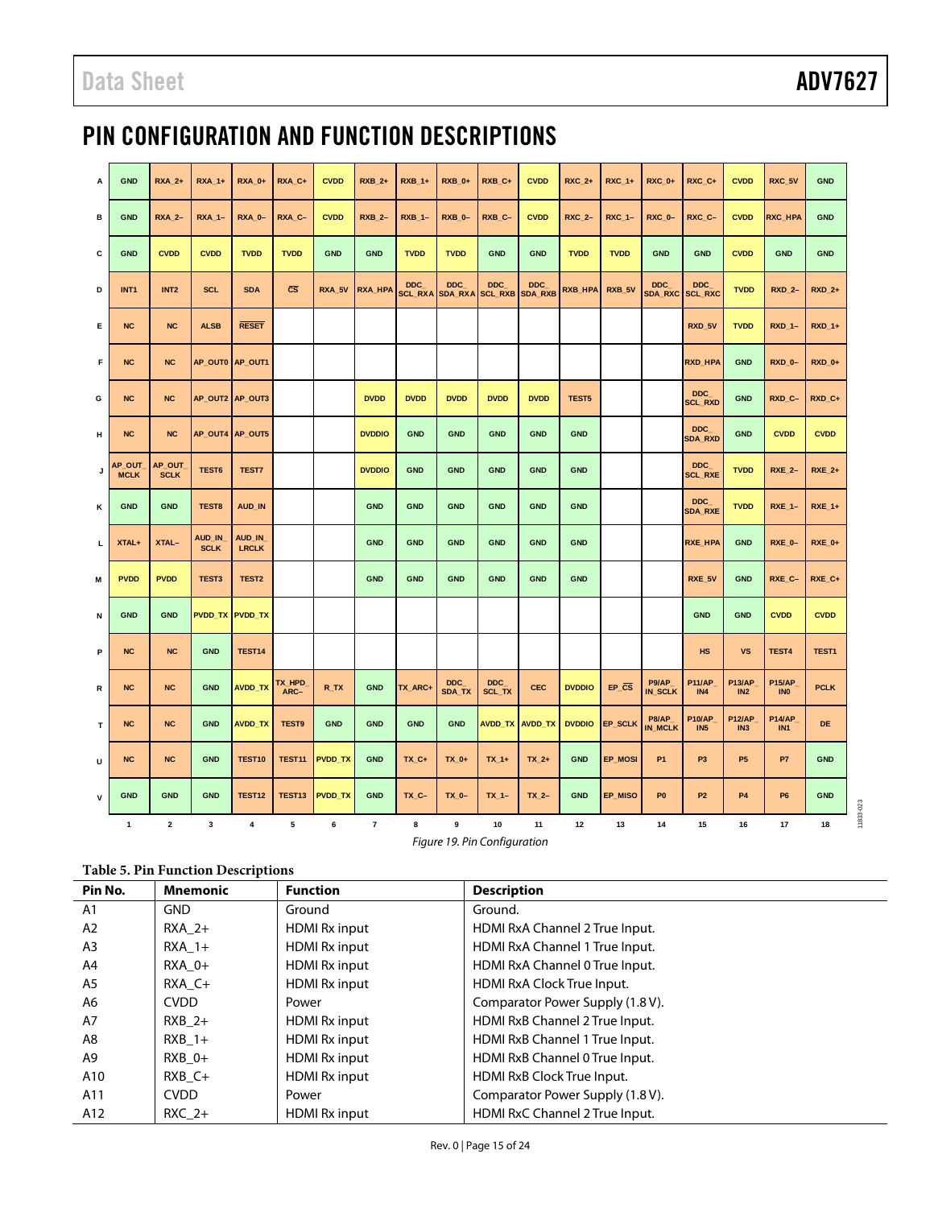# PIN CONFIGURATION AND FUNCTION DESCRIPTIONS

| | 1 | 2 | 3 | 4 | 5 | 6 | 7 | 8 | 9 | 10 | 11 | 12 | 13 | 14 | 15 | 16 | 17 | 18 |
|---|---|---|---|---|---|---|---|---|---|---|---|---|---|---|---|---|---|---|
| A | GND | RXA_2+ | RXA_1+ | RXA_0+ | RXA_C+ | CVDD | RXB_2+ | RXB_1+ | RXB_0+ | RXB_C+ | CVDD | RXC_2+ | RXC_1+ | RXC_0+ | RXC_C+ | CVDD | RXC_5V | GND |
| B | GND | RXA_2– | RXA_1– | RXA_0– | RXA_C– | CVDD | RXB_2– | RXB_1– | RXB_0– | RXB_C– | CVDD | RXC_2– | RXC_1– | RXC_0– | RXC_C– | CVDD | RXC_HPA | GND |
| C | GND | CVDD | CVDD | TVDD | TVDD | GND | GND | TVDD | TVDD | GND | GND | TVDD | TVDD | GND | GND | CVDD | GND | GND |
| D | INT1 | INT2 | SCL | SDA | CS | RXA_5V | RXA_HPA | DDC_SCL_RXA | DDC_SDA_RXA | DDC_SCL_RXB | DDC_SDA_RXB | RXB_HPA | RXB_5V | DDC_SDA_RXC | DDC_SCL_RXC | TVDD | RXD_2– | RXD_2+ |
| E | NC | NC | ALSB | RESET | | | | | | | | | | | RXD_5V | TVDD | RXD_1– | RXD_1+ |
| F | NC | NC | AP_OUT0 | AP_OUT1 | | | | | | | | | | | RXD_HPA | GND | RXD_0– | RXD_0+ |
| G | NC | NC | AP_OUT2 | AP_OUT3 | | | DVDD | DVDD | DVDD | DVDD | DVDD | TEST5 | | | DDC_SCL_RXD | GND | RXD_C– | RXD_C+ |
| H | NC | NC | AP_OUT4 | AP_OUT5 | | | DVDDIO | GND | GND | GND | GND | GND | | | DDC_SDA_RXD | GND | CVDD | CVDD |
| J | AP_OUT_MCLK | AP_OUT_SCLK | TEST6 | TEST7 | | | DVDDIO | GND | GND | GND | GND | GND | | | DDC_SCL_RXE | TVDD | RXE_2– | RXE_2+ |
| K | GND | GND | TEST8 | AUD_IN | | | GND | GND | GND | GND | GND | GND | | | DDC_SDA_RXE | TVDD | RXE_1– | RXE_1+ |
| L | XTAL+ | XTAL– | AUD_IN_SCLK | AUD_IN_LRCLK | | | GND | GND | GND | GND | GND | GND | | | RXE_HPA | GND | RXE_0– | RXE_0+ |
| M | PVDD | PVDD | TEST3 | TEST2 | | | GND | GND | GND | GND | GND | GND | | | RXE_5V | GND | RXE_C– | RXE_C+ |
| N | GND | GND | PVDD_TX | PVDD_TX | | | | | | | | | | | GND | GND | CVDD | CVDD |
| P | NC | NC | GND | TEST14 | | | | | | | | | | | HS | VS | TEST4 | TEST1 |
| R | NC | NC | GND | AVDD_TX | TX_HPD_ARC– | R_TX | GND | TX_ARC+ | DDC_SDA_TX | DDC_SCL_TX | CEC | DVDDIO | EP_CS | P9/AP_IN_SCLK | P11/AP_IN4 | P13/AP_IN2 | P15/AP_IN0 | PCLK |
| T | NC | NC | GND | AVDD_TX | TEST9 | GND | GND | GND | GND | AVDD_TX | AVDD_TX | DVDDIO | EP_SCLK | P8/AP_IN_MCLK | P10/AP_IN5 | P12/AP_IN3 | P14/AP_IN1 | DE |
| U | NC | NC | GND | TEST10 | TEST11 | PVDD_TX | GND | TX_C+ | TX_0+ | TX_1+ | TX_2+ | GND | EP_MOSI | P1 | P3 | P5 | P7 | GND |
| V | GND | GND | GND | TEST12 | TEST13 | PVDD_TX | GND | TX_C– | TX_0– | TX_1– | TX_2– | GND | EP_MISO | P0 | P2 | P4 | P6 | GND |

*Figure 19. Pin Configuration*

**Table 5. Pin Function Descriptions**

| Pin No. | Mnemonic | Function | Description |
|---|---|---|---|
| A1 | GND | Ground | Ground. |
| A2 | RXA_2+ | HDMI Rx input | HDMI RxA Channel 2 True Input. |
| A3 | RXA_1+ | HDMI Rx input | HDMI RxA Channel 1 True Input. |
| A4 | RXA_0+ | HDMI Rx input | HDMI RxA Channel 0 True Input. |
| A5 | RXA_C+ | HDMI Rx input | HDMI RxA Clock True Input. |
| A6 | CVDD | Power | Comparator Power Supply (1.8 V). |
| A7 | RXB_2+ | HDMI Rx input | HDMI RxB Channel 2 True Input. |
| A8 | RXB_1+ | HDMI Rx input | HDMI RxB Channel 1 True Input. |
| A9 | RXB_0+ | HDMI Rx input | HDMI RxB Channel 0 True Input. |
| A10 | RXB_C+ | HDMI Rx input | HDMI RxB Clock True Input. |
| A11 | CVDD | Power | Comparator Power Supply (1.8 V). |
| A12 | RXC_2+ | HDMI Rx input | HDMI RxC Channel 2 True Input. |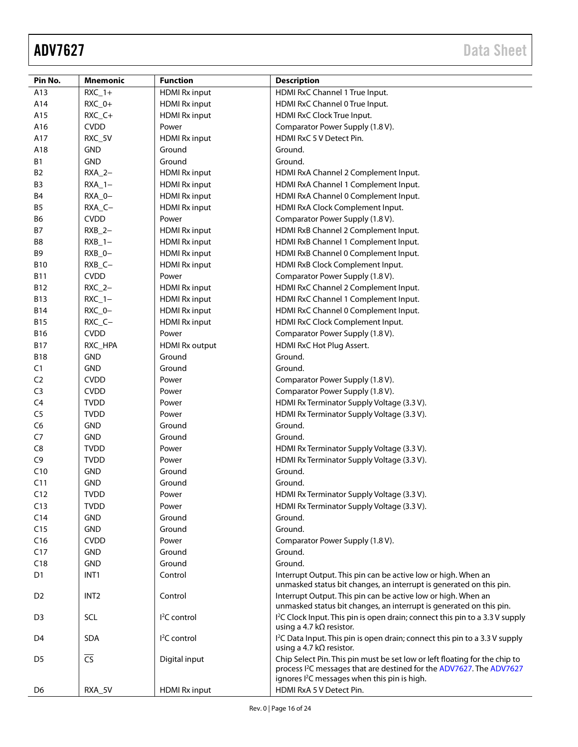| Pin No. | Mnemonic | Function | Description |
|---|---|---|---|
| A13 | RXC_1+ | HDMI Rx input | HDMI RxC Channel 1 True Input. |
| A14 | RXC_0+ | HDMI Rx input | HDMI RxC Channel 0 True Input. |
| A15 | RXC_C+ | HDMI Rx input | HDMI RxC Clock True Input. |
| A16 | CVDD | Power | Comparator Power Supply (1.8 V). |
| A17 | RXC_5V | HDMI Rx input | HDMI RxC 5 V Detect Pin. |
| A18 | GND | Ground | Ground. |
| B1 | GND | Ground | Ground. |
| B2 | RXA_2− | HDMI Rx input | HDMI RxA Channel 2 Complement Input. |
| B3 | RXA_1− | HDMI Rx input | HDMI RxA Channel 1 Complement Input. |
| B4 | RXA_0− | HDMI Rx input | HDMI RxA Channel 0 Complement Input. |
| B5 | RXA_C− | HDMI Rx input | HDMI RxA Clock Complement Input. |
| B6 | CVDD | Power | Comparator Power Supply (1.8 V). |
| B7 | RXB_2− | HDMI Rx input | HDMI RxB Channel 2 Complement Input. |
| B8 | RXB_1− | HDMI Rx input | HDMI RxB Channel 1 Complement Input. |
| B9 | RXB_0− | HDMI Rx input | HDMI RxB Channel 0 Complement Input. |
| B10 | RXB_C− | HDMI Rx input | HDMI RxB Clock Complement Input. |
| B11 | CVDD | Power | Comparator Power Supply (1.8 V). |
| B12 | RXC_2− | HDMI Rx input | HDMI RxC Channel 2 Complement Input. |
| B13 | RXC_1− | HDMI Rx input | HDMI RxC Channel 1 Complement Input. |
| B14 | RXC_0− | HDMI Rx input | HDMI RxC Channel 0 Complement Input. |
| B15 | RXC_C− | HDMI Rx input | HDMI RxC Clock Complement Input. |
| B16 | CVDD | Power | Comparator Power Supply (1.8 V). |
| B17 | RXC_HPA | HDMI Rx output | HDMI RxC Hot Plug Assert. |
| B18 | GND | Ground | Ground. |
| C1 | GND | Ground | Ground. |
| C2 | CVDD | Power | Comparator Power Supply (1.8 V). |
| C3 | CVDD | Power | Comparator Power Supply (1.8 V). |
| C4 | TVDD | Power | HDMI Rx Terminator Supply Voltage (3.3 V). |
| C5 | TVDD | Power | HDMI Rx Terminator Supply Voltage (3.3 V). |
| C6 | GND | Ground | Ground. |
| C7 | GND | Ground | Ground. |
| C8 | TVDD | Power | HDMI Rx Terminator Supply Voltage (3.3 V). |
| C9 | TVDD | Power | HDMI Rx Terminator Supply Voltage (3.3 V). |
| C10 | GND | Ground | Ground. |
| C11 | GND | Ground | Ground. |
| C12 | TVDD | Power | HDMI Rx Terminator Supply Voltage (3.3 V). |
| C13 | TVDD | Power | HDMI Rx Terminator Supply Voltage (3.3 V). |
| C14 | GND | Ground | Ground. |
| C15 | GND | Ground | Ground. |
| C16 | CVDD | Power | Comparator Power Supply (1.8 V). |
| C17 | GND | Ground | Ground. |
| C18 | GND | Ground | Ground. |
| D1 | INT1 | Control | Interrupt Output. This pin can be active low or high. When an unmasked status bit changes, an interrupt is generated on this pin. |
| D2 | INT2 | Control | Interrupt Output. This pin can be active low or high. When an unmasked status bit changes, an interrupt is generated on this pin. |
| D3 | SCL | I²C control | I²C Clock Input. This pin is open drain; connect this pin to a 3.3 V supply using a 4.7 kΩ resistor. |
| D4 | SDA | I²C control | I²C Data Input. This pin is open drain; connect this pin to a 3.3 V supply using a 4.7 kΩ resistor. |
| D5 | $\overline{\text{CS}}$ | Digital input | Chip Select Pin. This pin must be set low or left floating for the chip to process I²C messages that are destined for the ADV7627. The ADV7627 ignores I²C messages when this pin is high. |
| D6 | RXA_5V | HDMI Rx input | HDMI RxA 5 V Detect Pin. |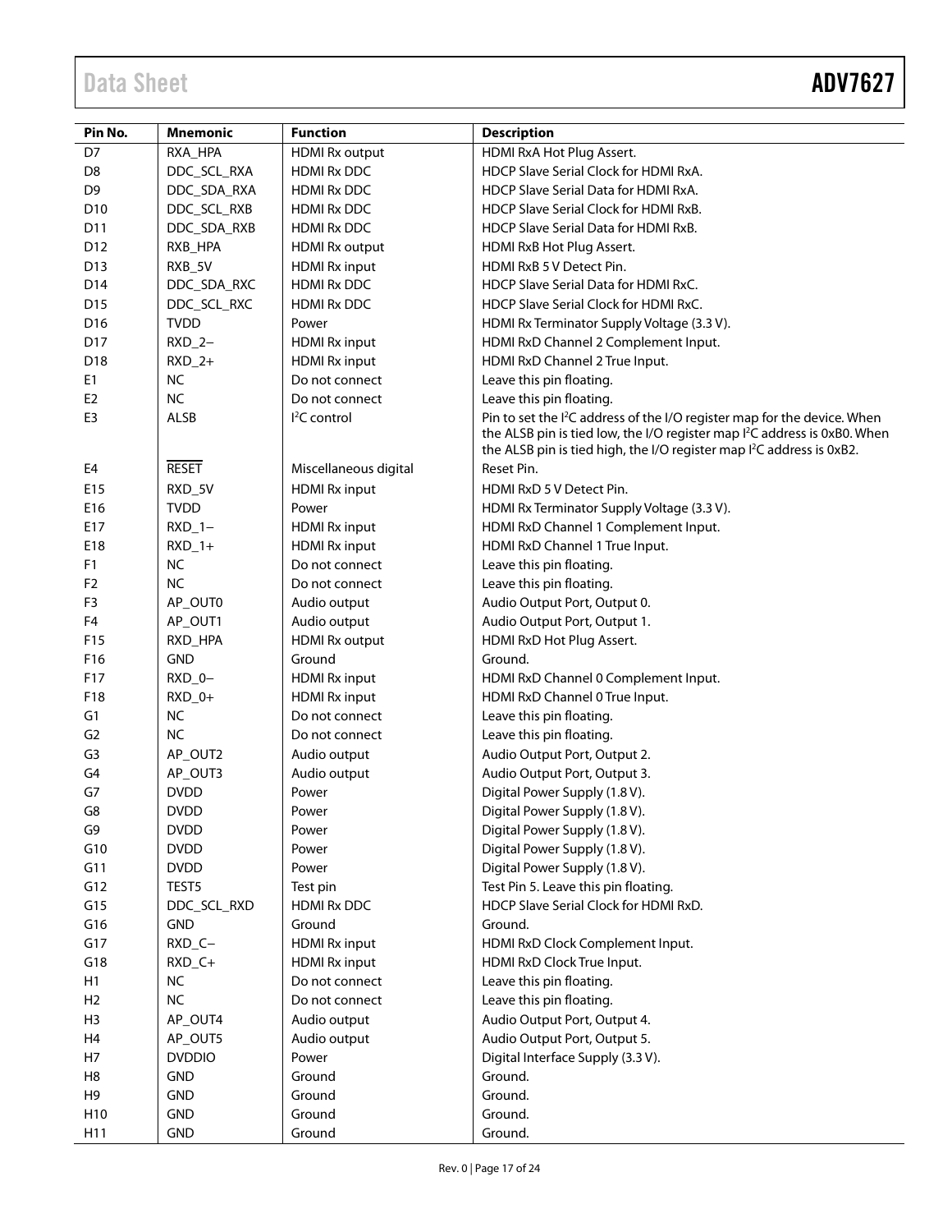| Pin No. | Mnemonic | Function | Description |
|---|---|---|---|
| D7 | RXA_HPA | HDMI Rx output | HDMI RxA Hot Plug Assert. |
| D8 | DDC_SCL_RXA | HDMI Rx DDC | HDCP Slave Serial Clock for HDMI RxA. |
| D9 | DDC_SDA_RXA | HDMI Rx DDC | HDCP Slave Serial Data for HDMI RxA. |
| D10 | DDC_SCL_RXB | HDMI Rx DDC | HDCP Slave Serial Clock for HDMI RxB. |
| D11 | DDC_SDA_RXB | HDMI Rx DDC | HDCP Slave Serial Data for HDMI RxB. |
| D12 | RXB_HPA | HDMI Rx output | HDMI RxB Hot Plug Assert. |
| D13 | RXB_5V | HDMI Rx input | HDMI RxB 5 V Detect Pin. |
| D14 | DDC_SDA_RXC | HDMI Rx DDC | HDCP Slave Serial Data for HDMI RxC. |
| D15 | DDC_SCL_RXC | HDMI Rx DDC | HDCP Slave Serial Clock for HDMI RxC. |
| D16 | TVDD | Power | HDMI Rx Terminator Supply Voltage (3.3 V). |
| D17 | RXD_2− | HDMI Rx input | HDMI RxD Channel 2 Complement Input. |
| D18 | RXD_2+ | HDMI Rx input | HDMI RxD Channel 2 True Input. |
| E1 | NC | Do not connect | Leave this pin floating. |
| E2 | NC | Do not connect | Leave this pin floating. |
| E3 | ALSB | I²C control | Pin to set the I²C address of the I/O register map for the device. When the ALSB pin is tied low, the I/O register map I²C address is 0xB0. When the ALSB pin is tied high, the I/O register map I²C address is 0xB2. |
| E4 | $\overline{\text{RESET}}$ | Miscellaneous digital | Reset Pin. |
| E15 | RXD_5V | HDMI Rx input | HDMI RxD 5 V Detect Pin. |
| E16 | TVDD | Power | HDMI Rx Terminator Supply Voltage (3.3 V). |
| E17 | RXD_1− | HDMI Rx input | HDMI RxD Channel 1 Complement Input. |
| E18 | RXD_1+ | HDMI Rx input | HDMI RxD Channel 1 True Input. |
| F1 | NC | Do not connect | Leave this pin floating. |
| F2 | NC | Do not connect | Leave this pin floating. |
| F3 | AP_OUT0 | Audio output | Audio Output Port, Output 0. |
| F4 | AP_OUT1 | Audio output | Audio Output Port, Output 1. |
| F15 | RXD_HPA | HDMI Rx output | HDMI RxD Hot Plug Assert. |
| F16 | GND | Ground | Ground. |
| F17 | RXD_0− | HDMI Rx input | HDMI RxD Channel 0 Complement Input. |
| F18 | RXD_0+ | HDMI Rx input | HDMI RxD Channel 0 True Input. |
| G1 | NC | Do not connect | Leave this pin floating. |
| G2 | NC | Do not connect | Leave this pin floating. |
| G3 | AP_OUT2 | Audio output | Audio Output Port, Output 2. |
| G4 | AP_OUT3 | Audio output | Audio Output Port, Output 3. |
| G7 | DVDD | Power | Digital Power Supply (1.8 V). |
| G8 | DVDD | Power | Digital Power Supply (1.8 V). |
| G9 | DVDD | Power | Digital Power Supply (1.8 V). |
| G10 | DVDD | Power | Digital Power Supply (1.8 V). |
| G11 | DVDD | Power | Digital Power Supply (1.8 V). |
| G12 | TEST5 | Test pin | Test Pin 5. Leave this pin floating. |
| G15 | DDC_SCL_RXD | HDMI Rx DDC | HDCP Slave Serial Clock for HDMI RxD. |
| G16 | GND | Ground | Ground. |
| G17 | RXD_C− | HDMI Rx input | HDMI RxD Clock Complement Input. |
| G18 | RXD_C+ | HDMI Rx input | HDMI RxD Clock True Input. |
| H1 | NC | Do not connect | Leave this pin floating. |
| H2 | NC | Do not connect | Leave this pin floating. |
| H3 | AP_OUT4 | Audio output | Audio Output Port, Output 4. |
| H4 | AP_OUT5 | Audio output | Audio Output Port, Output 5. |
| H7 | DVDDIO | Power | Digital Interface Supply (3.3 V). |
| H8 | GND | Ground | Ground. |
| H9 | GND | Ground | Ground. |
| H10 | GND | Ground | Ground. |
| H11 | GND | Ground | Ground. |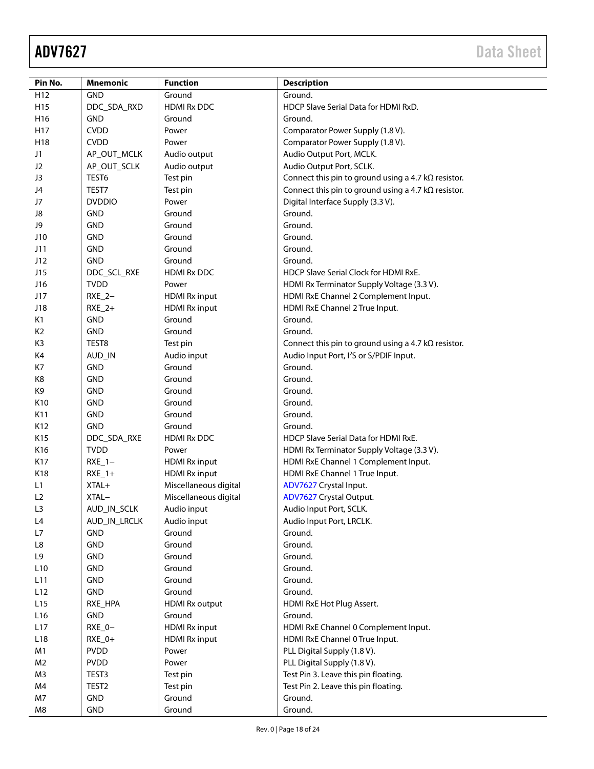| Pin No. | Mnemonic | Function | Description |
|---|---|---|---|
| H12 | GND | Ground | Ground. |
| H15 | DDC_SDA_RXD | HDMI Rx DDC | HDCP Slave Serial Data for HDMI RxD. |
| H16 | GND | Ground | Ground. |
| H17 | CVDD | Power | Comparator Power Supply (1.8 V). |
| H18 | CVDD | Power | Comparator Power Supply (1.8 V). |
| J1 | AP_OUT_MCLK | Audio output | Audio Output Port, MCLK. |
| J2 | AP_OUT_SCLK | Audio output | Audio Output Port, SCLK. |
| J3 | TEST6 | Test pin | Connect this pin to ground using a 4.7 kΩ resistor. |
| J4 | TEST7 | Test pin | Connect this pin to ground using a 4.7 kΩ resistor. |
| J7 | DVDDIO | Power | Digital Interface Supply (3.3 V). |
| J8 | GND | Ground | Ground. |
| J9 | GND | Ground | Ground. |
| J10 | GND | Ground | Ground. |
| J11 | GND | Ground | Ground. |
| J12 | GND | Ground | Ground. |
| J15 | DDC_SCL_RXE | HDMI Rx DDC | HDCP Slave Serial Clock for HDMI RxE. |
| J16 | TVDD | Power | HDMI Rx Terminator Supply Voltage (3.3 V). |
| J17 | RXE_2− | HDMI Rx input | HDMI RxE Channel 2 Complement Input. |
| J18 | RXE_2+ | HDMI Rx input | HDMI RxE Channel 2 True Input. |
| K1 | GND | Ground | Ground. |
| K2 | GND | Ground | Ground. |
| K3 | TEST8 | Test pin | Connect this pin to ground using a 4.7 kΩ resistor. |
| K4 | AUD_IN | Audio input | Audio Input Port, I²S or S/PDIF Input. |
| K7 | GND | Ground | Ground. |
| K8 | GND | Ground | Ground. |
| K9 | GND | Ground | Ground. |
| K10 | GND | Ground | Ground. |
| K11 | GND | Ground | Ground. |
| K12 | GND | Ground | Ground. |
| K15 | DDC_SDA_RXE | HDMI Rx DDC | HDCP Slave Serial Data for HDMI RxE. |
| K16 | TVDD | Power | HDMI Rx Terminator Supply Voltage (3.3 V). |
| K17 | RXE_1− | HDMI Rx input | HDMI RxE Channel 1 Complement Input. |
| K18 | RXE_1+ | HDMI Rx input | HDMI RxE Channel 1 True Input. |
| L1 | XTAL+ | Miscellaneous digital | ADV7627 Crystal Input. |
| L2 | XTAL− | Miscellaneous digital | ADV7627 Crystal Output. |
| L3 | AUD_IN_SCLK | Audio input | Audio Input Port, SCLK. |
| L4 | AUD_IN_LRCLK | Audio input | Audio Input Port, LRCLK. |
| L7 | GND | Ground | Ground. |
| L8 | GND | Ground | Ground. |
| L9 | GND | Ground | Ground. |
| L10 | GND | Ground | Ground. |
| L11 | GND | Ground | Ground. |
| L12 | GND | Ground | Ground. |
| L15 | RXE_HPA | HDMI Rx output | HDMI RxE Hot Plug Assert. |
| L16 | GND | Ground | Ground. |
| L17 | RXE_0− | HDMI Rx input | HDMI RxE Channel 0 Complement Input. |
| L18 | RXE_0+ | HDMI Rx input | HDMI RxE Channel 0 True Input. |
| M1 | PVDD | Power | PLL Digital Supply (1.8 V). |
| M2 | PVDD | Power | PLL Digital Supply (1.8 V). |
| M3 | TEST3 | Test pin | Test Pin 3. Leave this pin floating. |
| M4 | TEST2 | Test pin | Test Pin 2. Leave this pin floating. |
| M7 | GND | Ground | Ground. |
| M8 | GND | Ground | Ground. |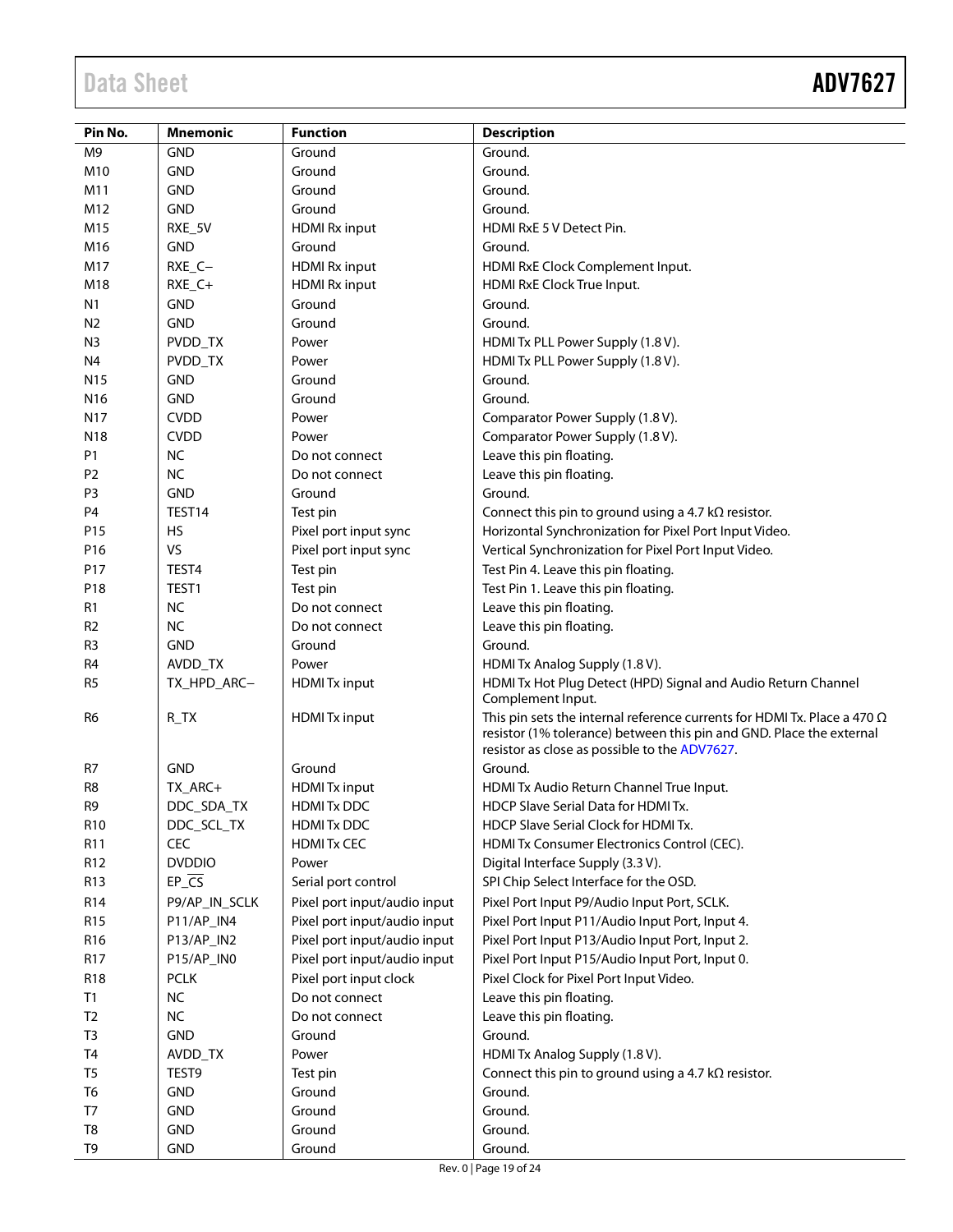| Pin No. | Mnemonic | Function | Description |
|---|---|---|---|
| M9 | GND | Ground | Ground. |
| M10 | GND | Ground | Ground. |
| M11 | GND | Ground | Ground. |
| M12 | GND | Ground | Ground. |
| M15 | RXE_5V | HDMI Rx input | HDMI RxE 5 V Detect Pin. |
| M16 | GND | Ground | Ground. |
| M17 | RXE_C− | HDMI Rx input | HDMI RxE Clock Complement Input. |
| M18 | RXE_C+ | HDMI Rx input | HDMI RxE Clock True Input. |
| N1 | GND | Ground | Ground. |
| N2 | GND | Ground | Ground. |
| N3 | PVDD_TX | Power | HDMI Tx PLL Power Supply (1.8 V). |
| N4 | PVDD_TX | Power | HDMI Tx PLL Power Supply (1.8 V). |
| N15 | GND | Ground | Ground. |
| N16 | GND | Ground | Ground. |
| N17 | CVDD | Power | Comparator Power Supply (1.8 V). |
| N18 | CVDD | Power | Comparator Power Supply (1.8 V). |
| P1 | NC | Do not connect | Leave this pin floating. |
| P2 | NC | Do not connect | Leave this pin floating. |
| P3 | GND | Ground | Ground. |
| P4 | TEST14 | Test pin | Connect this pin to ground using a 4.7 kΩ resistor. |
| P15 | HS | Pixel port input sync | Horizontal Synchronization for Pixel Port Input Video. |
| P16 | VS | Pixel port input sync | Vertical Synchronization for Pixel Port Input Video. |
| P17 | TEST4 | Test pin | Test Pin 4. Leave this pin floating. |
| P18 | TEST1 | Test pin | Test Pin 1. Leave this pin floating. |
| R1 | NC | Do not connect | Leave this pin floating. |
| R2 | NC | Do not connect | Leave this pin floating. |
| R3 | GND | Ground | Ground. |
| R4 | AVDD_TX | Power | HDMI Tx Analog Supply (1.8 V). |
| R5 | TX_HPD_ARC− | HDMI Tx input | HDMI Tx Hot Plug Detect (HPD) Signal and Audio Return Channel Complement Input. |
| R6 | R_TX | HDMI Tx input | This pin sets the internal reference currents for HDMI Tx. Place a 470 Ω resistor (1% tolerance) between this pin and GND. Place the external resistor as close as possible to the ADV7627. |
| R7 | GND | Ground | Ground. |
| R8 | TX_ARC+ | HDMI Tx input | HDMI Tx Audio Return Channel True Input. |
| R9 | DDC_SDA_TX | HDMI Tx DDC | HDCP Slave Serial Data for HDMI Tx. |
| R10 | DDC_SCL_TX | HDMI Tx DDC | HDCP Slave Serial Clock for HDMI Tx. |
| R11 | CEC | HDMI Tx CEC | HDMI Tx Consumer Electronics Control (CEC). |
| R12 | DVDDIO | Power | Digital Interface Supply (3.3 V). |
| R13 | EP_$\overline{\text{CS}}$ | Serial port control | SPI Chip Select Interface for the OSD. |
| R14 | P9/AP_IN_SCLK | Pixel port input/audio input | Pixel Port Input P9/Audio Input Port, SCLK. |
| R15 | P11/AP_IN4 | Pixel port input/audio input | Pixel Port Input P11/Audio Input Port, Input 4. |
| R16 | P13/AP_IN2 | Pixel port input/audio input | Pixel Port Input P13/Audio Input Port, Input 2. |
| R17 | P15/AP_IN0 | Pixel port input/audio input | Pixel Port Input P15/Audio Input Port, Input 0. |
| R18 | PCLK | Pixel port input clock | Pixel Clock for Pixel Port Input Video. |
| T1 | NC | Do not connect | Leave this pin floating. |
| T2 | NC | Do not connect | Leave this pin floating. |
| T3 | GND | Ground | Ground. |
| T4 | AVDD_TX | Power | HDMI Tx Analog Supply (1.8 V). |
| T5 | TEST9 | Test pin | Connect this pin to ground using a 4.7 kΩ resistor. |
| T6 | GND | Ground | Ground. |
| T7 | GND | Ground | Ground. |
| T8 | GND | Ground | Ground. |
| T9 | GND | Ground | Ground. |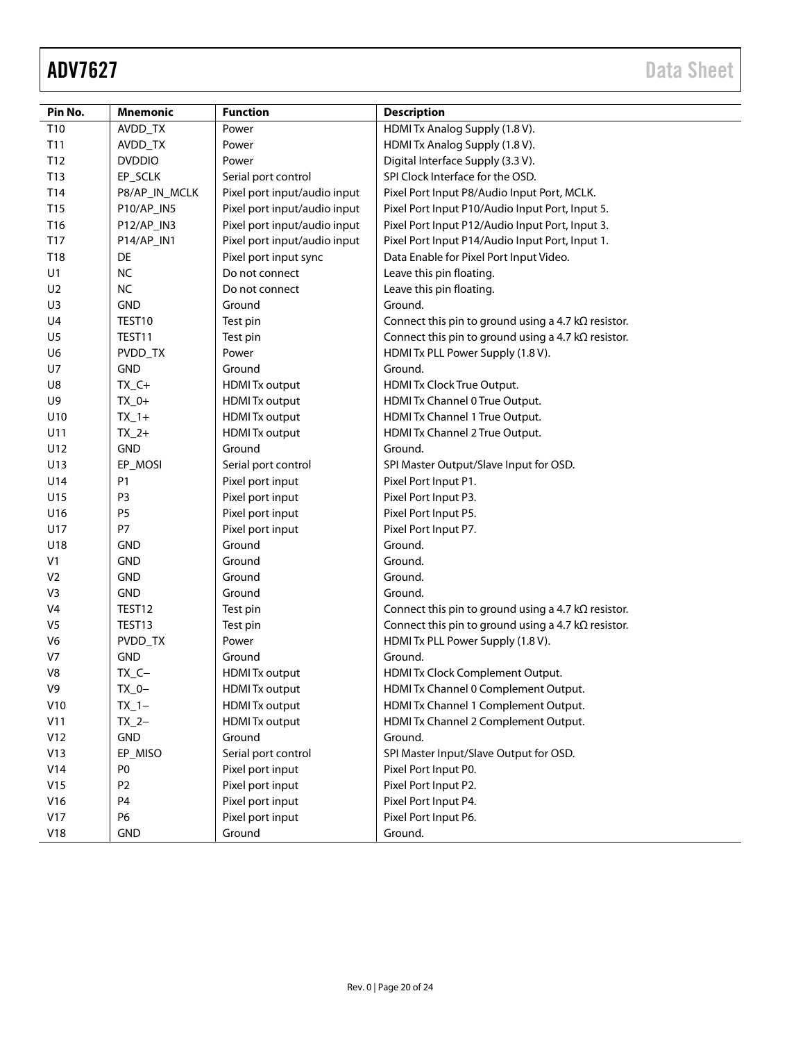| Pin No. | Mnemonic | Function | Description |
|---|---|---|---|
| T10 | AVDD_TX | Power | HDMI Tx Analog Supply (1.8 V). |
| T11 | AVDD_TX | Power | HDMI Tx Analog Supply (1.8 V). |
| T12 | DVDDIO | Power | Digital Interface Supply (3.3 V). |
| T13 | EP_SCLK | Serial port control | SPI Clock Interface for the OSD. |
| T14 | P8/AP_IN_MCLK | Pixel port input/audio input | Pixel Port Input P8/Audio Input Port, MCLK. |
| T15 | P10/AP_IN5 | Pixel port input/audio input | Pixel Port Input P10/Audio Input Port, Input 5. |
| T16 | P12/AP_IN3 | Pixel port input/audio input | Pixel Port Input P12/Audio Input Port, Input 3. |
| T17 | P14/AP_IN1 | Pixel port input/audio input | Pixel Port Input P14/Audio Input Port, Input 1. |
| T18 | DE | Pixel port input sync | Data Enable for Pixel Port Input Video. |
| U1 | NC | Do not connect | Leave this pin floating. |
| U2 | NC | Do not connect | Leave this pin floating. |
| U3 | GND | Ground | Ground. |
| U4 | TEST10 | Test pin | Connect this pin to ground using a 4.7 kΩ resistor. |
| U5 | TEST11 | Test pin | Connect this pin to ground using a 4.7 kΩ resistor. |
| U6 | PVDD_TX | Power | HDMI Tx PLL Power Supply (1.8 V). |
| U7 | GND | Ground | Ground. |
| U8 | TX_C+ | HDMI Tx output | HDMI Tx Clock True Output. |
| U9 | TX_0+ | HDMI Tx output | HDMI Tx Channel 0 True Output. |
| U10 | TX_1+ | HDMI Tx output | HDMI Tx Channel 1 True Output. |
| U11 | TX_2+ | HDMI Tx output | HDMI Tx Channel 2 True Output. |
| U12 | GND | Ground | Ground. |
| U13 | EP_MOSI | Serial port control | SPI Master Output/Slave Input for OSD. |
| U14 | P1 | Pixel port input | Pixel Port Input P1. |
| U15 | P3 | Pixel port input | Pixel Port Input P3. |
| U16 | P5 | Pixel port input | Pixel Port Input P5. |
| U17 | P7 | Pixel port input | Pixel Port Input P7. |
| U18 | GND | Ground | Ground. |
| V1 | GND | Ground | Ground. |
| V2 | GND | Ground | Ground. |
| V3 | GND | Ground | Ground. |
| V4 | TEST12 | Test pin | Connect this pin to ground using a 4.7 kΩ resistor. |
| V5 | TEST13 | Test pin | Connect this pin to ground using a 4.7 kΩ resistor. |
| V6 | PVDD_TX | Power | HDMI Tx PLL Power Supply (1.8 V). |
| V7 | GND | Ground | Ground. |
| V8 | TX_C− | HDMI Tx output | HDMI Tx Clock Complement Output. |
| V9 | TX_0− | HDMI Tx output | HDMI Tx Channel 0 Complement Output. |
| V10 | TX_1− | HDMI Tx output | HDMI Tx Channel 1 Complement Output. |
| V11 | TX_2− | HDMI Tx output | HDMI Tx Channel 2 Complement Output. |
| V12 | GND | Ground | Ground. |
| V13 | EP_MISO | Serial port control | SPI Master Input/Slave Output for OSD. |
| V14 | P0 | Pixel port input | Pixel Port Input P0. |
| V15 | P2 | Pixel port input | Pixel Port Input P2. |
| V16 | P4 | Pixel port input | Pixel Port Input P4. |
| V17 | P6 | Pixel port input | Pixel Port Input P6. |
| V18 | GND | Ground | Ground. |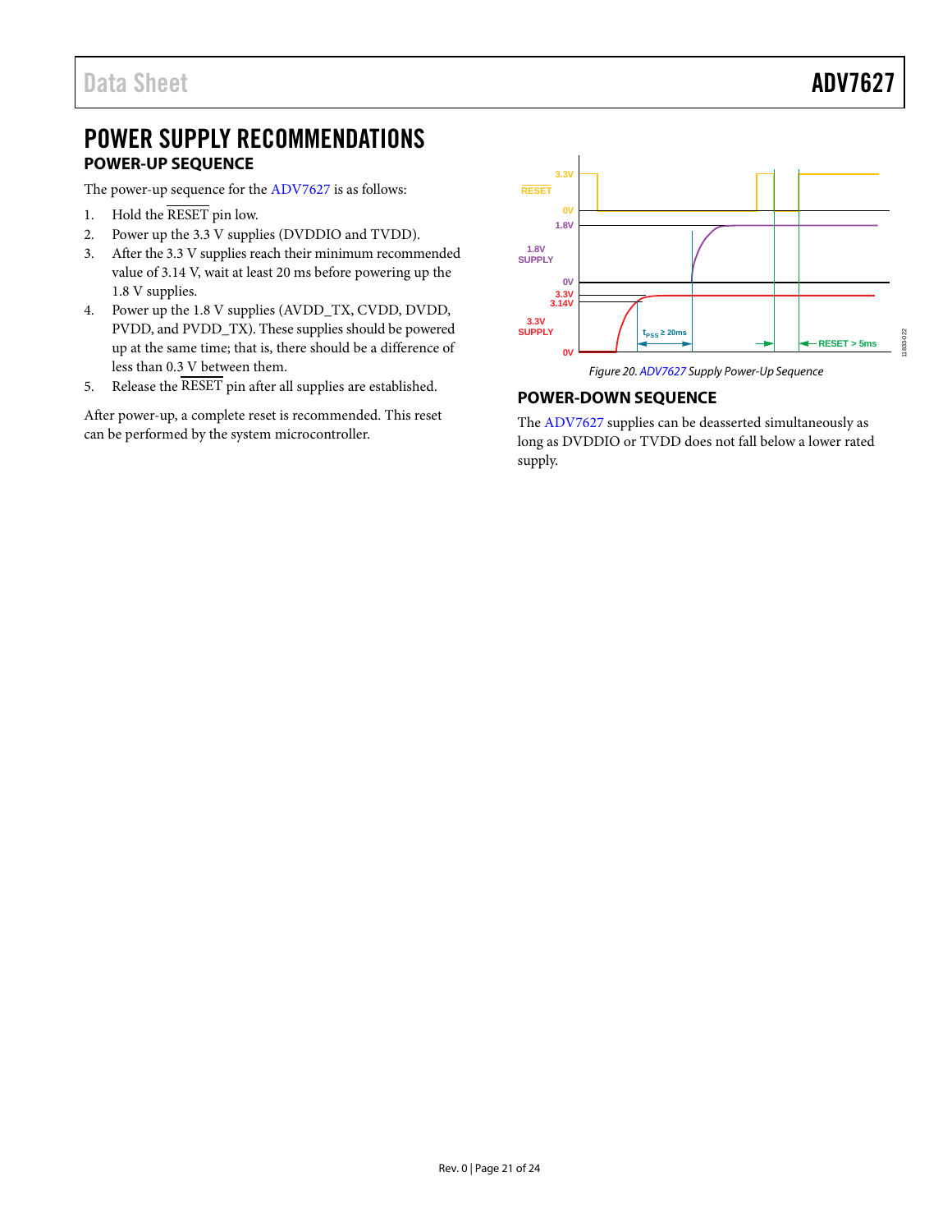# POWER SUPPLY RECOMMENDATIONS

## POWER-UP SEQUENCE

The power-up sequence for the ADV7627 is as follows:

1. Hold the $\overline{\text{RESET}}$ pin low.
2. Power up the 3.3 V supplies (DVDDIO and TVDD).
3. After the 3.3 V supplies reach their minimum recommended value of 3.14 V, wait at least 20 ms before powering up the 1.8 V supplies.
4. Power up the 1.8 V supplies (AVDD_TX, CVDD, DVDD, PVDD, and PVDD_TX). These supplies should be powered up at the same time; that is, there should be a difference of less than 0.3 V between them.
5. Release the $\overline{\text{RESET}}$ pin after all supplies are established.

After power-up, a complete reset is recommended. This reset can be performed by the system microcontroller.

*Figure 20. ADV7627 Supply Power-Up Sequence*

## POWER-DOWN SEQUENCE

The ADV7627 supplies can be deasserted simultaneously as long as DVDDIO or TVDD does not fall below a lower rated supply.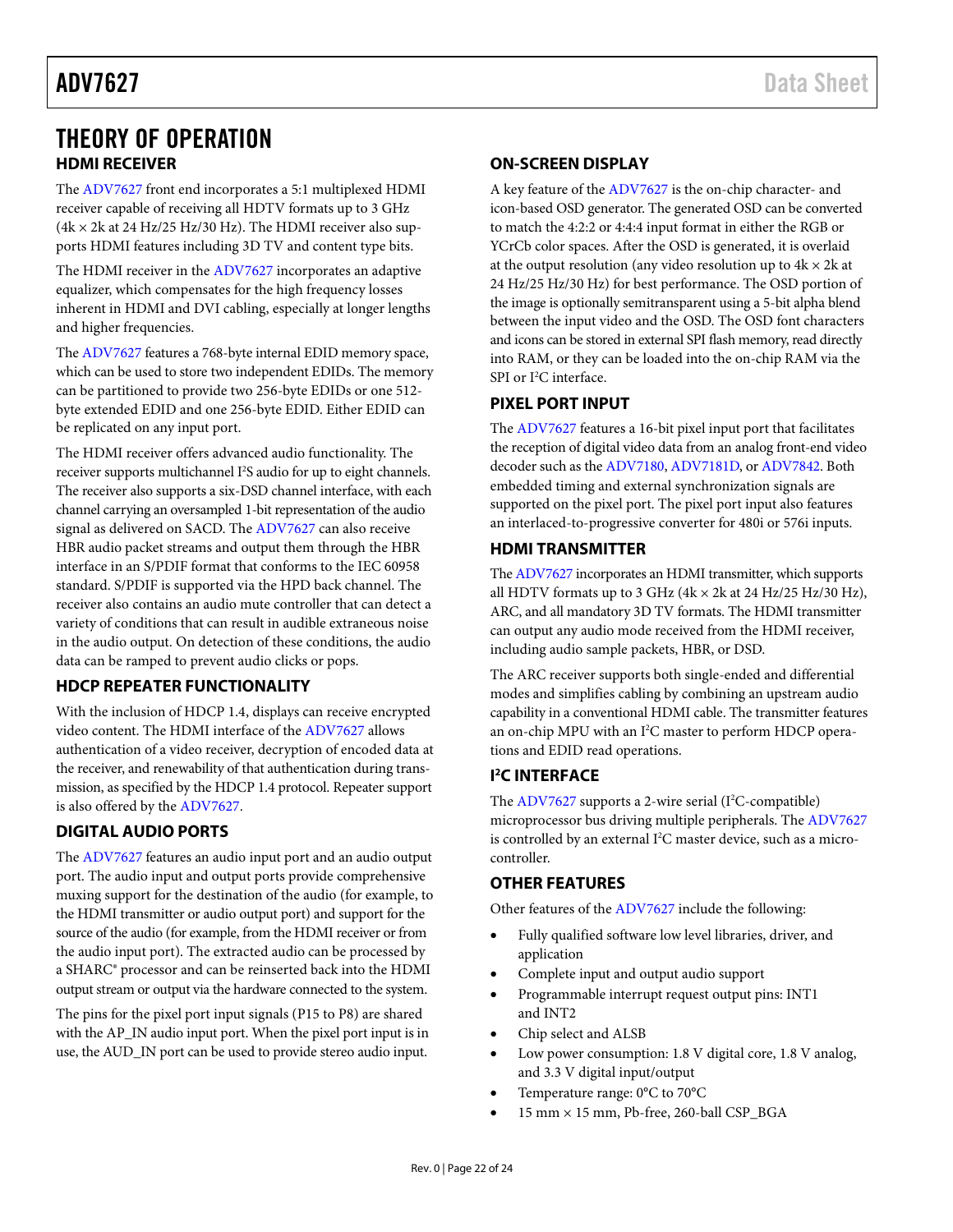# THEORY OF OPERATION

## HDMI RECEIVER

The ADV7627 front end incorporates a 5:1 multiplexed HDMI receiver capable of receiving all HDTV formats up to 3 GHz (4k × 2k at 24 Hz/25 Hz/30 Hz). The HDMI receiver also supports HDMI features including 3D TV and content type bits.

The HDMI receiver in the ADV7627 incorporates an adaptive equalizer, which compensates for the high frequency losses inherent in HDMI and DVI cabling, especially at longer lengths and higher frequencies.

The ADV7627 features a 768-byte internal EDID memory space, which can be used to store two independent EDIDs. The memory can be partitioned to provide two 256-byte EDIDs or one 512-byte extended EDID and one 256-byte EDID. Either EDID can be replicated on any input port.

The HDMI receiver offers advanced audio functionality. The receiver supports multichannel I²S audio for up to eight channels. The receiver also supports a six-DSD channel interface, with each channel carrying an oversampled 1-bit representation of the audio signal as delivered on SACD. The ADV7627 can also receive HBR audio packet streams and output them through the HBR interface in an S/PDIF format that conforms to the IEC 60958 standard. S/PDIF is supported via the HPD back channel. The receiver also contains an audio mute controller that can detect a variety of conditions that can result in audible extraneous noise in the audio output. On detection of these conditions, the audio data can be ramped to prevent audio clicks or pops.

## HDCP REPEATER FUNCTIONALITY

With the inclusion of HDCP 1.4, displays can receive encrypted video content. The HDMI interface of the ADV7627 allows authentication of a video receiver, decryption of encoded data at the receiver, and renewability of that authentication during transmission, as specified by the HDCP 1.4 protocol. Repeater support is also offered by the ADV7627.

## DIGITAL AUDIO PORTS

The ADV7627 features an audio input port and an audio output port. The audio input and output ports provide comprehensive muxing support for the destination of the audio (for example, to the HDMI transmitter or audio output port) and support for the source of the audio (for example, from the HDMI receiver or from the audio input port). The extracted audio can be processed by a SHARC® processor and can be reinserted back into the HDMI output stream or output via the hardware connected to the system.

The pins for the pixel port input signals (P15 to P8) are shared with the AP_IN audio input port. When the pixel port input is in use, the AUD_IN port can be used to provide stereo audio input.

## ON-SCREEN DISPLAY

A key feature of the ADV7627 is the on-chip character- and icon-based OSD generator. The generated OSD can be converted to match the 4:2:2 or 4:4:4 input format in either the RGB or YCrCb color spaces. After the OSD is generated, it is overlaid at the output resolution (any video resolution up to 4k × 2k at 24 Hz/25 Hz/30 Hz) for best performance. The OSD portion of the image is optionally semitransparent using a 5-bit alpha blend between the input video and the OSD. The OSD font characters and icons can be stored in external SPI flash memory, read directly into RAM, or they can be loaded into the on-chip RAM via the SPI or I²C interface.

## PIXEL PORT INPUT

The ADV7627 features a 16-bit pixel input port that facilitates the reception of digital video data from an analog front-end video decoder such as the ADV7180, ADV7181D, or ADV7842. Both embedded timing and external synchronization signals are supported on the pixel port. The pixel port input also features an interlaced-to-progressive converter for 480i or 576i inputs.

## HDMI TRANSMITTER

The ADV7627 incorporates an HDMI transmitter, which supports all HDTV formats up to 3 GHz (4k × 2k at 24 Hz/25 Hz/30 Hz), ARC, and all mandatory 3D TV formats. The HDMI transmitter can output any audio mode received from the HDMI receiver, including audio sample packets, HBR, or DSD.

The ARC receiver supports both single-ended and differential modes and simplifies cabling by combining an upstream audio capability in a conventional HDMI cable. The transmitter features an on-chip MPU with an I²C master to perform HDCP operations and EDID read operations.

## I²C INTERFACE

The ADV7627 supports a 2-wire serial (I²C-compatible) microprocessor bus driving multiple peripherals. The ADV7627 is controlled by an external I²C master device, such as a microcontroller.

## OTHER FEATURES

Other features of the ADV7627 include the following:

- Fully qualified software low level libraries, driver, and application
- Complete input and output audio support
- Programmable interrupt request output pins: INT1 and INT2
- Chip select and ALSB
- Low power consumption: 1.8 V digital core, 1.8 V analog, and 3.3 V digital input/output
- Temperature range: 0°C to 70°C
- 15 mm × 15 mm, Pb-free, 260-ball CSP_BGA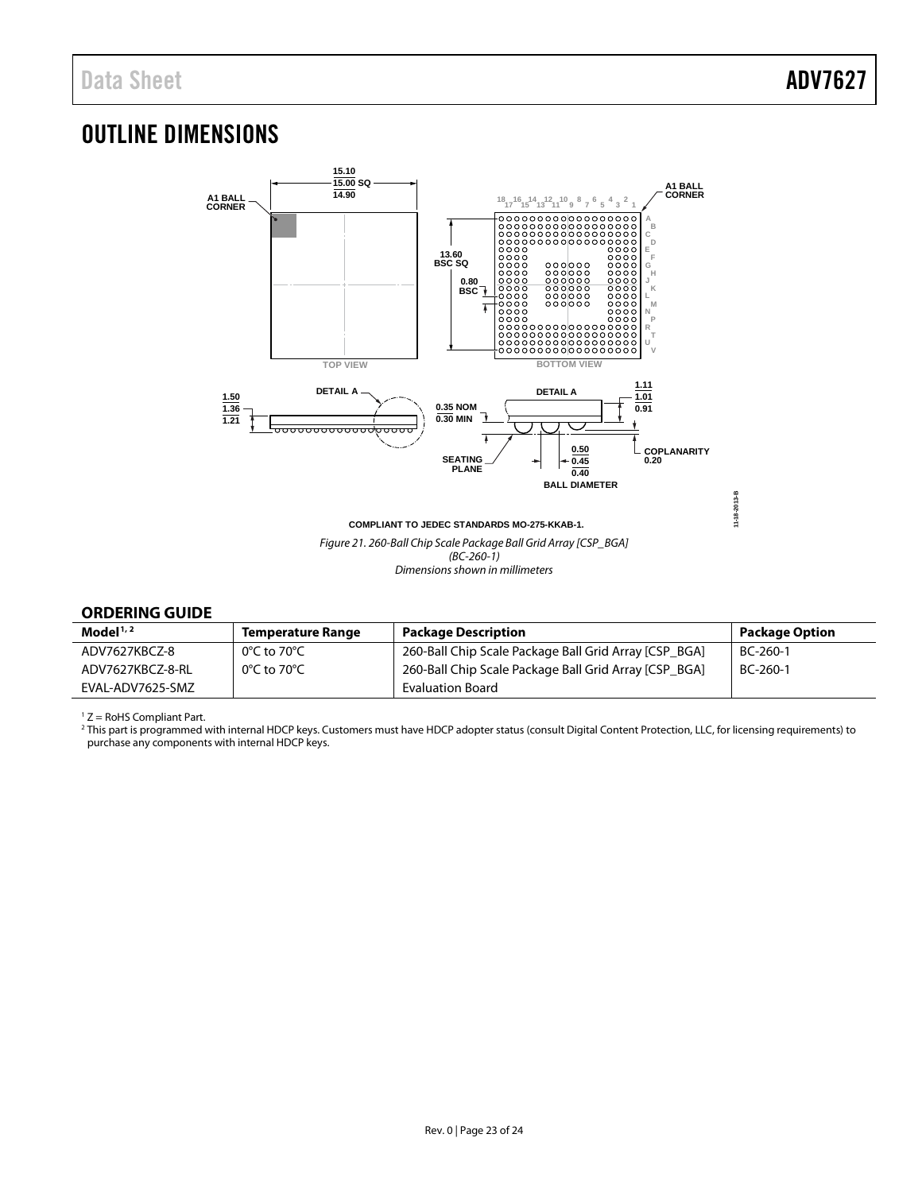# OUTLINE DIMENSIONS

*Figure 21. 260-Ball Chip Scale Package Ball Grid Array [CSP_BGA] (BC-260-1) Dimensions shown in millimeters*

## ORDERING GUIDE

| Model[1, 2] | Temperature Range | Package Description | Package Option |
|---|---|---|---|
| ADV7627KBCZ-8 | 0°C to 70°C | 260-Ball Chip Scale Package Ball Grid Array [CSP_BGA] | BC-260-1 |
| ADV7627KBCZ-8-RL | 0°C to 70°C | 260-Ball Chip Scale Package Ball Grid Array [CSP_BGA] | BC-260-1 |
| EVAL-ADV7625-SMZ | | Evaluation Board | |

[1] Z = RoHS Compliant Part.

[2] This part is programmed with internal HDCP keys. Customers must have HDCP adopter status (consult Digital Content Protection, LLC, for licensing requirements) to purchase any components with internal HDCP keys.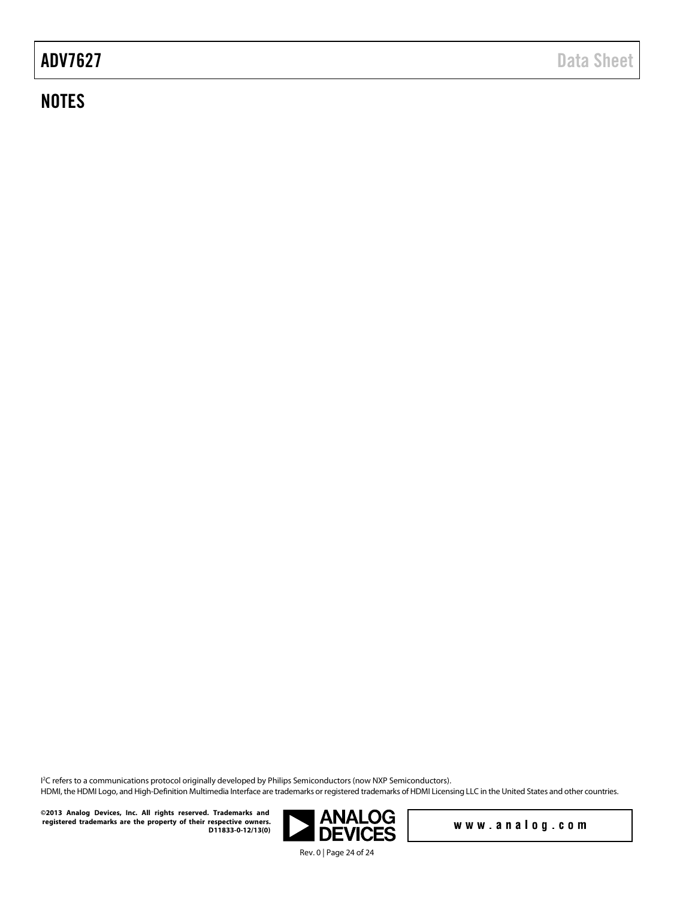## NOTES

I$^2$C refers to a communications protocol originally developed by Philips Semiconductors (now NXP Semiconductors).
HDMI, the HDMI Logo, and High-Definition Multimedia Interface are trademarks or registered trademarks of HDMI Licensing LLC in the United States and other countries.

**©2013 Analog Devices, Inc. All rights reserved. Trademarks and registered trademarks are the property of their respective owners. D11833-0-12/13(0)**

www.analog.com